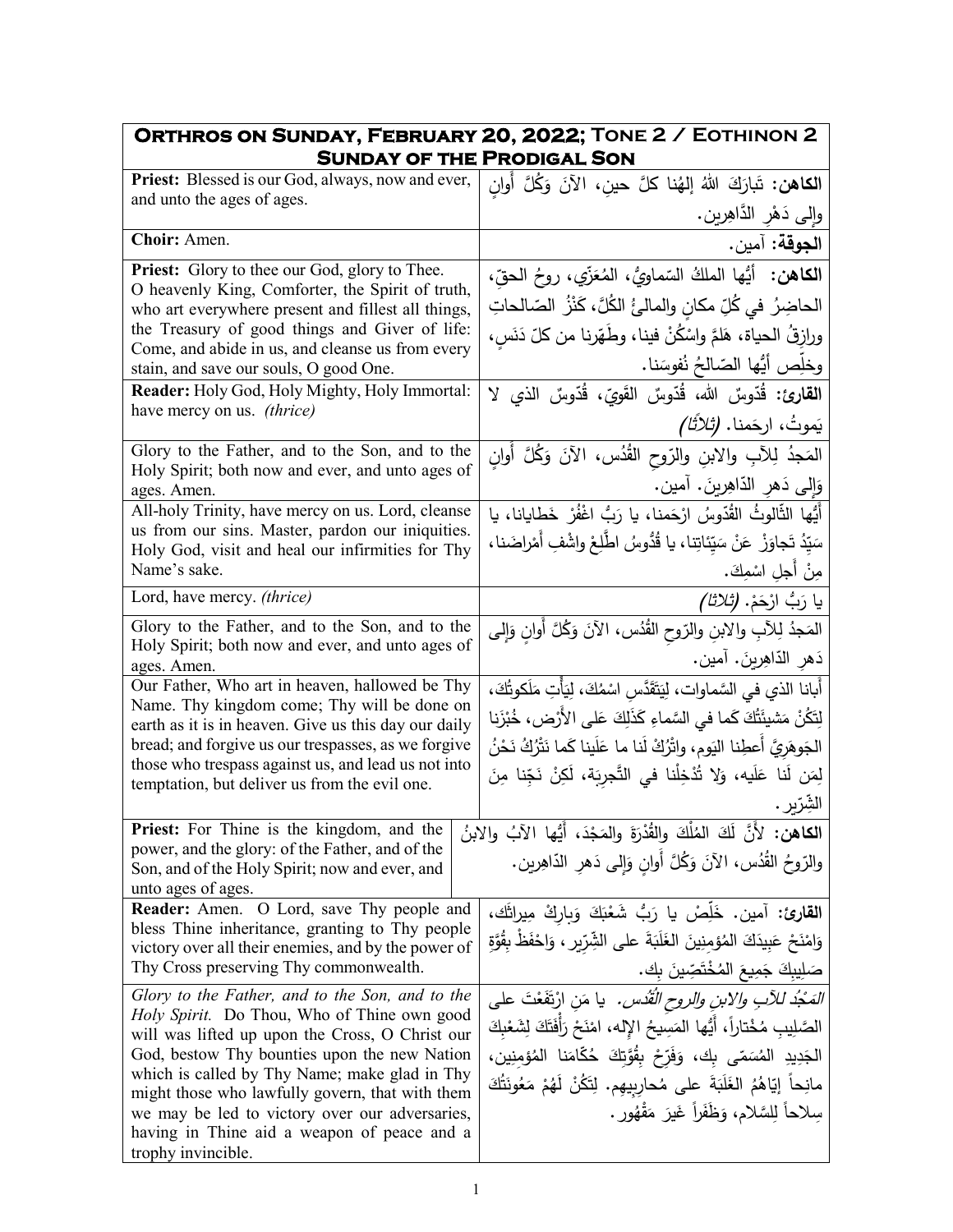| **Orthros on Sunday, February 20, 2022; Tone 2 / Eothinon 2 Sunday of the Prodigal Son** | |
|---|---|
| **Priest:** Blessed is our God, always, now and ever, and unto the ages of ages. | **الكاهن:** تَبارَكَ اللهُ إلهُنا كلَّ حينٍ، الآنَ وَكُلَّ أَوانٍ وإلى دَهْرِ الدَّاهِرين. |
| **Choir:** Amen. | **الجوقة:** آمين. |
| **Priest:** Glory to thee our God, glory to Thee. O heavenly King, Comforter, the Spirit of truth, who art everywhere present and fillest all things, the Treasury of good things and Giver of life: Come, and abide in us, and cleanse us from every stain, and save our souls, O good One. | **الكاهن:** أيُّها الملكُ السّماويُّ، المُعَزّي، روحُ الحقِّ، الحاضِرُ في كُلِّ مكانٍ والمالئُ الكُلَّ، كَنْزُ الصّالحاتِ ورازِقُ الحياة، هَلُمَّ واسْكُنْ فينا، وطَهِّرنا من كلّ دَنَسٍ، وخلِّص أيُّها الصّالحُ نُفوسَنا. |
| **Reader:** Holy God, Holy Mighty, Holy Immortal: have mercy on us. *(thrice)* | **القارئ:** قُدّوسٌ الله، قُدّوسٌ القَويّ، قُدّوسٌ الذي لا يَموتُ، ارحَمنا. *(ثلاثًا)* |
| Glory to the Father, and to the Son, and to the Holy Spirit; both now and ever, and unto ages of ages. Amen. | المَجدُ لِلآبِ والابنِ والرّوحِ القُدُس، الآنَ وَكُلَّ أَوانٍ وَإِلى دَهرِ الدّاهِرينَ. آمين. |
| All-holy Trinity, have mercy on us. Lord, cleanse us from our sins. Master, pardon our iniquities. Holy God, visit and heal our infirmities for Thy Name's sake. | أَيُّها الثّالوثُ القُدّوسُ ارْحَمنا، يا رَبُّ اغْفُرْ خَطايانا، يا سَيِّدُ تَجاوَزْ عَنْ سَيِّئاتِنا، يا قُدُّوسُ اطَّلِعْ واشْفِ أَمْراضَنا، مِنْ أَجلِ اسْمِكَ. |
| Lord, have mercy. *(thrice)* | يا رَبُّ ارْحَمْ. *(ثلاثا)* |
| Glory to the Father, and to the Son, and to the Holy Spirit; both now and ever, and unto ages of ages. Amen. | المَجدُ لِلآبِ والابنِ والرّوحِ القُدُس، الآنَ وَكُلَّ أَوانٍ وَإِلى دَهرِ الدّاهِرينَ. آمين. |
| Our Father, Who art in heaven, hallowed be Thy Name. Thy kingdom come; Thy will be done on earth as it is in heaven. Give us this day our daily bread; and forgive us our trespasses, as we forgive those who trespass against us, and lead us not into temptation, but deliver us from the evil one. | أَبانا الذي في السَّماوات، لِيَتَقَدَّسِ اسْمُكَ، لِيَأْتِ مَلَكوتُكَ، لِتَكُنْ مَشيئَتُكَ كَما في السَّماءِ كَذَلِكَ عَلى الأَرْض، خُبْزَنا الجَوهَرِيَّ أَعطِنا اليَوم، واتْرُكْ لَنا ما عَلَينا كَما نَتْرُكُ نَحْنُ لِمَن لَنا عَلَيه، وَلا تُدْخِلْنا في التَّجرِبَة، لَكِنْ نَجِّنا مِنَ الشِّرّير. |
| **Priest:** For Thine is the kingdom, and the power, and the glory: of the Father, and of the Son, and of the Holy Spirit; now and ever, and unto ages of ages. | **الكاهن:** لأَنَّ لَكَ المُلْكَ والقُدْرَةَ والمَجْدَ، أَيُّها الآبُ والابنُ والرّوحُ القُدُس، الآنَ وَكُلَّ أَوانٍ وَإِلى دَهرِ الدّاهِرين. |
| **Reader:** Amen. O Lord, save Thy people and bless Thine inheritance, granting to Thy people victory over all their enemies, and by the power of Thy Cross preserving Thy commonwealth. | **القارئ:** آمين. خَلِّصْ يا رَبُّ شَعْبَكَ وَبارِكْ مِيراثَك، وَامْنَحْ عَبِيدَكَ المُؤمِنِينَ الغَلَبَةَ على الشِّرّير، وَاحْفَظْ بِقُوَّةِ صَلِيبِكَ جَمِيعَ المُخْتَصِّينَ بِك. |
| *Glory to the Father, and to the Son, and to the Holy Spirit.* Do Thou, Who of Thine own good will was lifted up upon the Cross, O Christ our God, bestow Thy bounties upon the new Nation which is called by Thy Name; make glad in Thy might those who lawfully govern, that with them we may be led to victory over our adversaries, having in Thine aid a weapon of peace and a trophy invincible. | *المَجْدُ للآبِ والابنِ والروحِ القُدُس.* يا مَنِ ارْتَفَعْتَ على الصَّلِيبِ مُخْتاراً، أَيُّها المَسِيحُ الإله، امْنَحْ رَأْفَتَكَ لِشَعْبِكَ الجَدِيدِ المُسَمّى بِك، وَفَرِّحْ بِقُوَّتِكَ حُكّامَنا المُؤمنِين، مانِحاً إيّاهُمُ الغَلَبَةَ على مُحارِبِيهِم. لِتَكُنْ لَهُمْ مَعُونَتُكَ سِلاحاً لِلسَّلام، وَظَفَراً غَيرَ مَقْهُور. |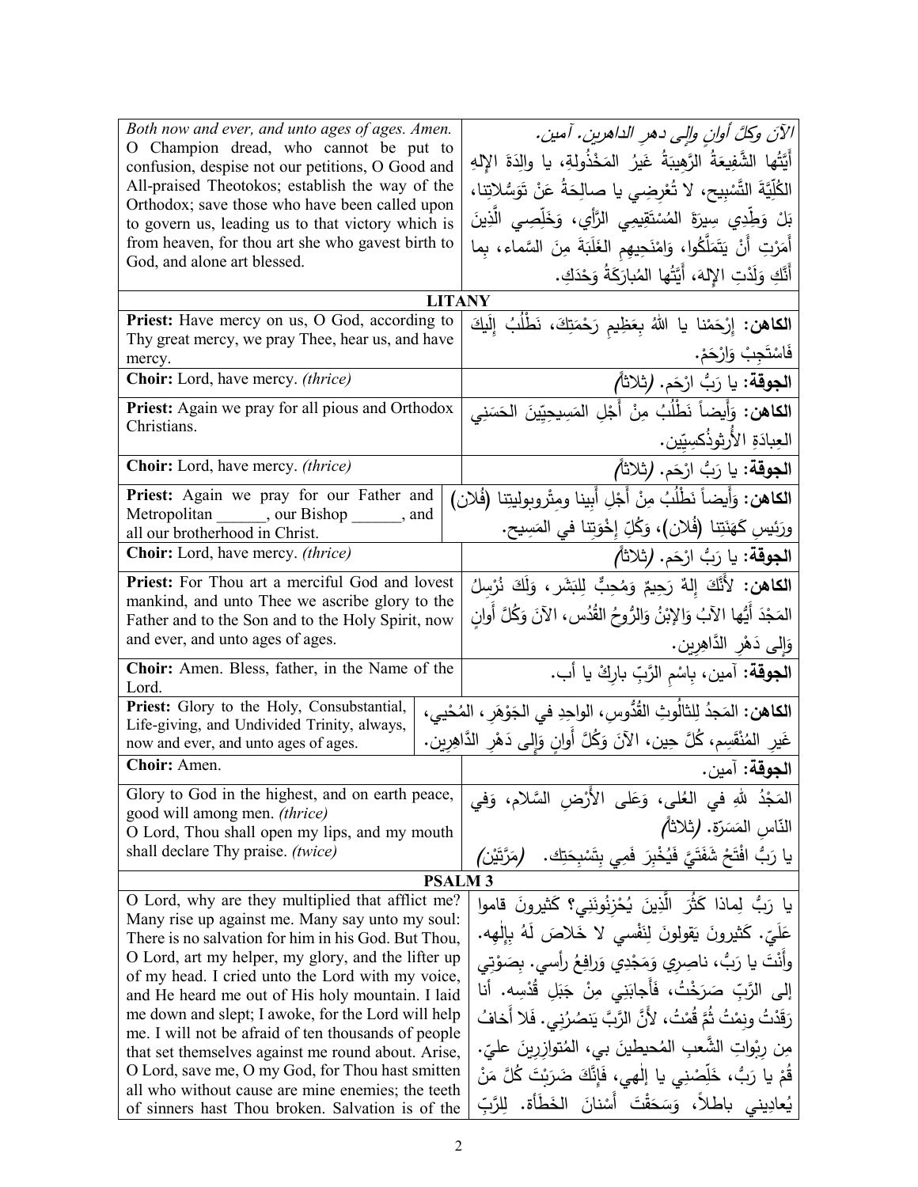| | |
|---|---|
| *Both now and ever, and unto ages of ages. Amen.* O Champion dread, who cannot be put to confusion, despise not our petitions, O Good and All-praised Theotokos; establish the way of the Orthodox; save those who have been called upon to govern us, leading us to that victory which is from heaven, for thou art she who gavest birth to God, and alone art blessed. | *الآنَ وكلَّ أوانٍ وإلى دهرِ الداهرين. آمين.* أَيَّتُها الشَّفِيعَةُ الرَّهِيبَةُ غَيرُ المَخْذُولَةِ، يا والِدَةَ الإِلهِ الكُلِّيَّةَ التَّسْبِيحِ، لا تُعْرِضِي يا صالِحَةُ عَنْ تَوَسُّلاتِنا، بَلْ وَطِّدِي سِيرَةَ المُسْتَقِيمِي الرَّأْيِ، وَخَلِّصِي الَّذِينَ أَمَرْتِ أَنْ يَتَمَلَّكُوا، وَامْنَحِيهِمِ الغَلَبَةَ مِنَ السَّماءِ، بِما أَنَّكِ وَلَدْتِ الإِلهَ، أَيَّتُها المُبارَكَةُ وَحْدَكِ. |

## LITANY

| | |
|---|---|
| **Priest:** Have mercy on us, O God, according to Thy great mercy, we pray Thee, hear us, and have mercy. | **الكاهن:** إِرْحَمْنا يا اللهُ بِعَظِيمِ رَحْمَتِكَ، نَطْلُبُ إِلَيكَ فَاسْتَجِبْ وَارْحَمْ. |
| **Choir:** Lord, have mercy. *(thrice)* | **الجوقة:** يا رَبُّ ارْحَم. *(ثلاثاً)* |
| **Priest:** Again we pray for all pious and Orthodox Christians. | **الكاهن:** وَأَيضاً نَطْلُبُ مِنْ أَجْلِ المَسِيحِيِّينَ الحَسَنِي العِبادَةِ الأُرثوذُكسِيِّين. |
| **Choir:** Lord, have mercy. *(thrice)* | **الجوقة:** يا رَبُّ ارْحَم. *(ثلاثاً)* |
| **Priest:** Again we pray for our Father and Metropolitan ______, our Bishop ______, and all our brotherhood in Christ. | **الكاهن:** وَأَيضاً نَطْلُبُ مِنْ أَجْلِ أَبِينا ومِتْروبوليتِنا (فُلان) ورَئِيسِ كَهَنَتِنا (فُلان)، وَكُلِّ إِخْوَتِنا في المَسِيح. |
| **Choir:** Lord, have mercy. *(thrice)* | **الجوقة:** يا رَبُّ ارْحَم. *(ثلاثاً)* |
| **Priest:** For Thou art a merciful God and lovest mankind, and unto Thee we ascribe glory to the Father and to the Son and to the Holy Spirit, now and ever, and unto ages of ages. | **الكاهن:** لأَنَّكَ إِلهٌ رَحِيمٌ وَمُحِبٌّ لِلبَشَر، وَلَكَ نُرْسِلُ المَجْدَ أَيُّها الآبُ وَالإِبْنُ وَالرُّوحُ القُدُس، الآنَ وَكُلَّ أَوانٍ وَإِلى دَهْرِ الدَّاهِرِين. |
| **Choir:** Amen. Bless, father, in the Name of the Lord. | **الجوقة:** آمين، بِإسْمِ الرَّبِّ بارِكْ يا أب. |
| **Priest:** Glory to the Holy, Consubstantial, Life-giving, and Undivided Trinity, always, now and ever, and unto ages of ages. | **الكاهن:** المَجدُ لِلثالُوثِ القُدُّوسِ، الواحِدِ في الجَوْهَرِ، المُحْيي، غَيرِ المُنْقَسِم، كُلَّ حِين، الآنَ وَكُلَّ أَوانٍ وَإِلى دَهْرِ الدَّاهِرِين. |
| **Choir:** Amen. | **الجوقة:** آمين. |
| Glory to God in the highest, and on earth peace, good will among men. *(thrice)* O Lord, Thou shall open my lips, and my mouth shall declare Thy praise. *(twice)* | المَجْدُ للهِ في العُلى، وَعَلى الأَرْضِ السَّلام، وَفي النَّاسِ المَسَرَّة. *(ثلاثاً)* يا رَبُّ افْتَحْ شَفَتَيَّ فَيُخْبِرَ فَمِي بِتَسْبِحَتِك. *(مَرَّتَيْن)* |

## PSALM 3

| | |
|---|---|
| O Lord, why are they multiplied that afflict me? Many rise up against me. Many say unto my soul: There is no salvation for him in his God. But Thou, O Lord, art my helper, my glory, and the lifter up of my head. I cried unto the Lord with my voice, and He heard me out of His holy mountain. I laid me down and slept; I awoke, for the Lord will help me. I will not be afraid of ten thousands of people that set themselves against me round about. Arise, O Lord, save me, O my God, for Thou hast smitten all who without cause are mine enemies; the teeth of sinners hast Thou broken. Salvation is of the | يا رَبُّ لِماذا كَثُرَ الَّذِينَ يُحْزِنُونَنِي؟ كَثيرونَ قاموا عَلَيّ. كَثيرونَ يَقولونَ لِنَفْسي لا خَلاصَ لَهُ بِإِلٰهِه. وأَنْتَ يا رَبُّ، ناصِرِي وَمَجْدِي وَرافِعُ رأسي. بِصَوْتِي إلى الرَّبِّ صَرَخْتُ، فَأَجابَنِي مِنْ جَبَلِ قُدْسِه. أنا رَقَدْتُ ونِمْتُ ثُمَّ قُمْتُ، لأَنَّ الرَّبَّ يَنصُرُنِي. فَلا أَخافُ مِن رِبْواتِ الشَّعبِ المُحيطينَ بي، المُتوازِرِينَ عليّ. قُمْ يا رَبُّ، خَلِّصْنِي يا إِلٰهي، فَإِنَّكَ ضَرَبْتَ كُلَّ مَنْ يُعادِيني باطلاً، وَسَحَقْتَ أَسْنانَ الخَطَأَة. لِلرَّبِّ |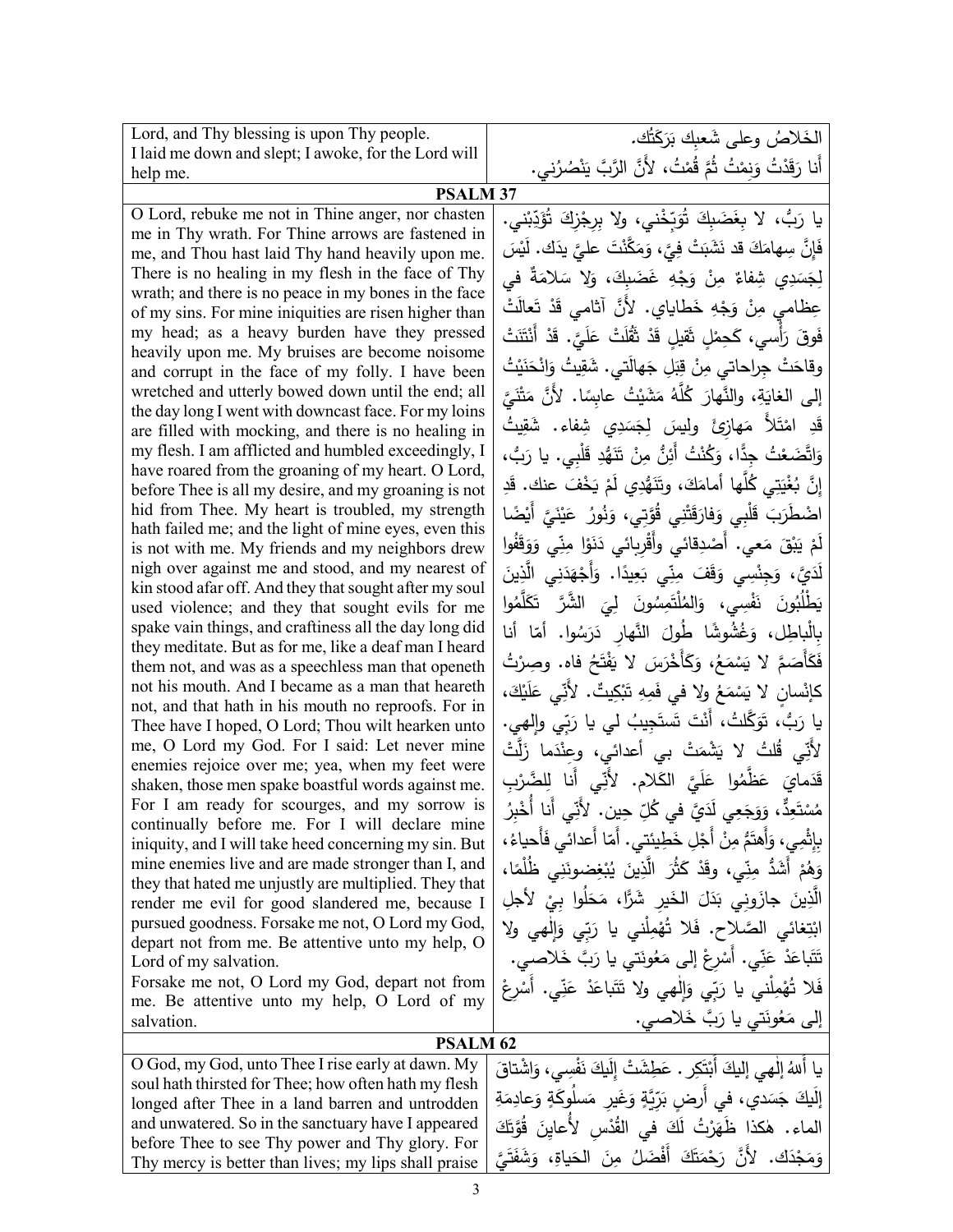| | |
|---|---|
| Lord, and Thy blessing is upon Thy people. I laid me down and slept; I awoke, for the Lord will help me. | الخَلاصُ وعلى شَعبِك بَرَكَتُك. أَنا رَقَدْتُ وَنِمْتُ ثُمَّ قُمْتُ، لأَنَّ الرَّبَّ يَنْصُرُني. |
| **PSALM 37** | |
| O Lord, rebuke me not in Thine anger, nor chasten me in Thy wrath. For Thine arrows are fastened in me, and Thou hast laid Thy hand heavily upon me. There is no healing in my flesh in the face of Thy wrath; and there is no peace in my bones in the face of my sins. For mine iniquities are risen higher than my head; as a heavy burden have they pressed heavily upon me. My bruises are become noisome and corrupt in the face of my folly. I have been wretched and utterly bowed down until the end; all the day long I went with downcast face. For my loins are filled with mocking, and there is no healing in my flesh. I am afflicted and humbled exceedingly, I have roared from the groaning of my heart. O Lord, before Thee is all my desire, and my groaning is not hid from Thee. My heart is troubled, my strength hath failed me; and the light of mine eyes, even this is not with me. My friends and my neighbors drew nigh over against me and stood, and my nearest of kin stood afar off. And they that sought after my soul used violence; and they that sought evils for me spake vain things, and craftiness all the day long did they meditate. But as for me, like a deaf man I heard them not, and was as a speechless man that openeth not his mouth. And I became as a man that heareth not, and that hath in his mouth no reproofs. For in Thee have I hoped, O Lord; Thou wilt hearken unto me, O Lord my God. For I said: Let never mine enemies rejoice over me; yea, when my feet were shaken, those men spake boastful words against me. For I am ready for scourges, and my sorrow is continually before me. For I will declare mine iniquity, and I will take heed concerning my sin. But mine enemies live and are made stronger than I, and they that hated me unjustly are multiplied. They that render me evil for good slandered me, because I pursued goodness. Forsake me not, O Lord my God, depart not from me. Be attentive unto my help, O Lord of my salvation. Forsake me not, O Lord my God, depart not from me. Be attentive unto my help, O Lord of my salvation. | يا رَبُّ، لا بِغَضَبِكَ تُوَبِّخْني، ولا بِرِجْزِكَ تُؤَدِّبْني. فَإِنَّ سِهامَكَ قد نَشَبَتْ فِيَّ، وَمَكَّنْتَ عليَّ يدَك. لَيْسَ لِجَسَدِي شِفاءٌ مِنْ وَجْهِ غَضَبِكَ، وَلا سَلامَةٌ في عِظامي مِنْ وَجْهِ خَطاياي. لأَنَّ آثامي قَدْ تَعالَتْ فَوقَ رَأْسي، كَحِمْلٍ ثَقيلٍ قَدْ ثَقُلَتْ عَلَيَّ. قَدْ أَنْتَنَتْ وقاحَتْ جِراحاتي مِنْ قِبَلِ جَهالَتي. شَقِيتُ وَانْحَنَيْتُ إلى الغايَةِ، والنَّهارَ كُلَّهُ مَشَيْتُ عابِسًا. لأَنَّ مَتْنَيَّ قَدِ امْتَلأَ مَهازِئَ وليسَ لِجَسَدِي شِفاء. شَقِيتُ وَاتَّضَعْتُ جِدًّا، وَكُنْتُ أَئِنُّ مِنْ تَنَهُّدِ قَلْبِي. يا رَبُّ، إِنَّ بُغْيَتِي كُلَّها أَمامَكَ، وتَنَهُّدِي لَمْ يَخْفَ عنك. قَدِ اضْطَرَبَ قَلْبِي وَفارَقَتْنِي قُوَّتِي، وَنُورُ عَيْنَيَّ أَيْضًا لَمْ يَبْقَ مَعي. أَصْدِقائي وأَقْرِبائي دَنَوْا مِنِّي وَوَقَفُوا لَدَيَّ، وَجِنْسِي وَقَفَ مِنِّي بَعِيدًا. وَأَجْهَدَنِي الَّذِينَ يَطْلُبُونَ نَفْسِي، وَالمُلْتَمِسُونَ لِيَ الشَّرَّ تَكَلَّمُوا بِالْباطِلِ، وَغُشُوشًا طُولَ النَّهارِ دَرَسُوا. أَمّا أَنا فَكَأَصَمَّ لا يَسْمَعُ، وَكَأَخْرَسَ لا يَفْتَحُ فاه. وصِرْتُ كإِنْسانٍ لا يَسْمَعُ ولا في فَمِهِ تَبْكِيتٌ. لأَنِّي عَلَيْكَ، يا رَبُّ، تَوَكَّلتُ، أَنْتَ تَستَجِيبُ لي يا رَبِّي وإِلٰهي. لأَنِّي قُلتُ لا يَشْمَتْ بي أعدائي، وعِنْدَما زَلَّتْ قَدَمايَ عَظَّمُوا عَلَيَّ الكَلام. لأَنِّي أَنا لِلضَّرْبِ مُسْتَعِدٌّ، وَوَجَعِي لَدَيَّ في كُلِّ حِين. لأَنِّي أَنا أُخْبِرُ بِإِثْمِي، وَأَهتَمُّ مِنْ أَجْلِ خَطِيئتي. أَمّا أَعدائي فَأَحياءُ، وَهُمْ أَشَدُّ مِنِّي، وقَدْ كَثُرَ الَّذِينَ يُبْغِضونَنِي ظُلْمًا، الَّذِينَ جازَونِي بَدَلَ الخَيرِ شَرًّا، مَحَلُوا بِيْ لأجلِ ابْتِغائي الصَّلاح. فَلا تُهْمِلْني يا رَبِّي وَإِلٰهي ولا تَتَباعَدْ عَنِّي. أَسْرِعْ إلى مَعُونَتي يا رَبَّ خَلاصي. فَلا تُهْمِلْني يا رَبِّي وَإِلٰهي ولا تَتَباعَدْ عَنِّي. أَسْرِعْ إلى مَعُونَتي يا رَبَّ خَلاصي. |
| **PSALM 62** | |
| O God, my God, unto Thee I rise early at dawn. My soul hath thirsted for Thee; how often hath my flesh longed after Thee in a land barren and untrodden and unwatered. So in the sanctuary have I appeared before Thee to see Thy power and Thy glory. For Thy mercy is better than lives; my lips shall praise | يا أَللهُ إِلٰهي إِليكَ أَبْتَكِر. عَطِشَتْ إِلَيكَ نَفْسِي، وَاشْتاقَ إِلَيكَ جَسَدي، في أَرضٍ بَرِّيَّةٍ وَغَيرِ مَسلُوكَةٍ وَعادِمَةِ الماء. هٰكذا ظَهَرْتُ لَكَ في القُدْسِ لأُعايِنَ قُوَّتَكَ وَمَجْدَك. لأَنَّ رَحْمَتَكَ أَفْضَلُ مِنَ الحَياةِ، وَشَفَتَيَّ |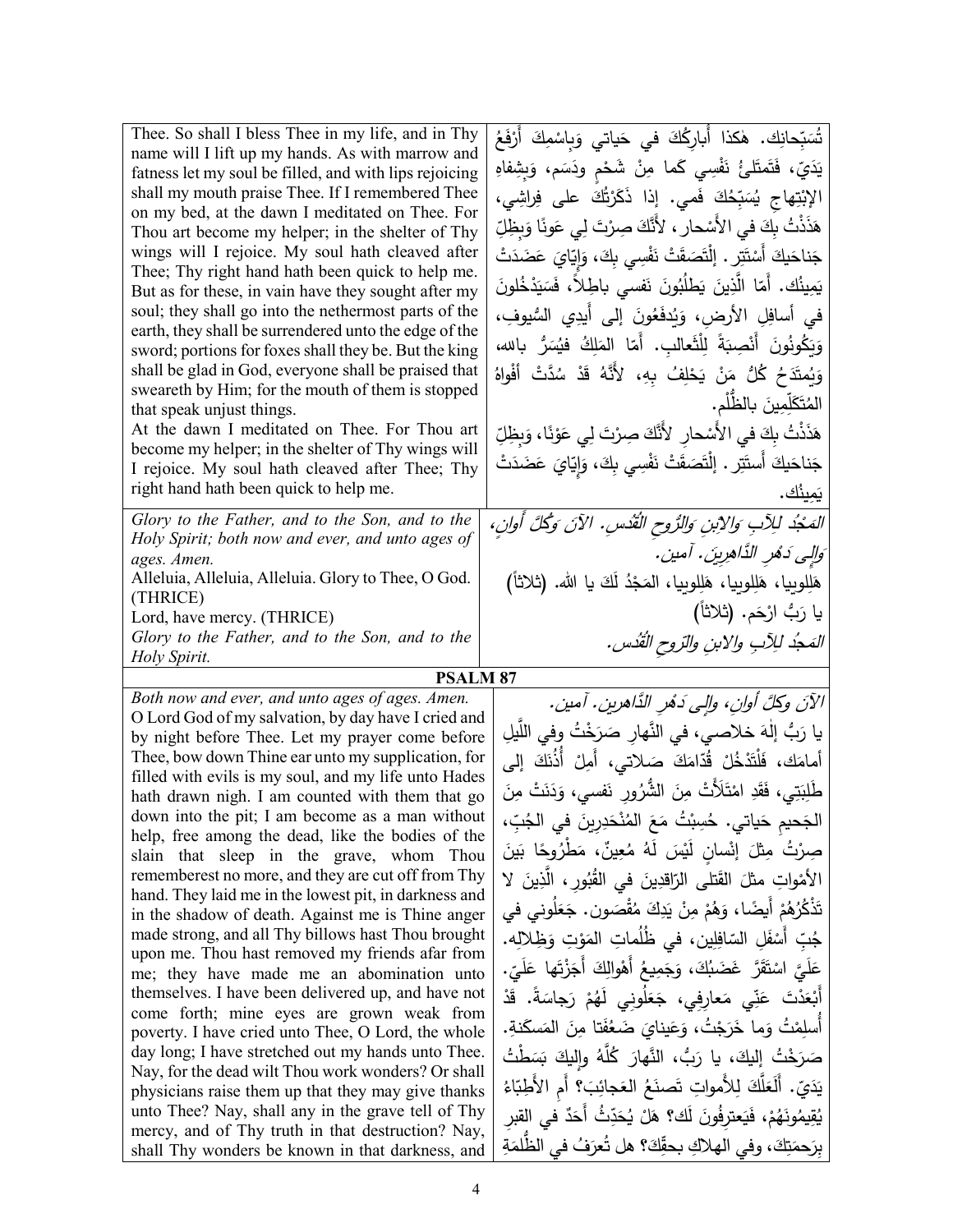| | |
|---|---|
| Thee. So shall I bless Thee in my life, and in Thy name will I lift up my hands. As with marrow and fatness let my soul be filled, and with lips rejoicing shall my mouth praise Thee. If I remembered Thee on my bed, at the dawn I meditated on Thee. For Thou art become my helper; in the shelter of Thy wings will I rejoice. My soul hath cleaved after Thee; Thy right hand hath been quick to help me. But as for these, in vain have they sought after my soul; they shall go into the nethermost parts of the earth, they shall be surrendered unto the edge of the sword; portions for foxes shall they be. But the king shall be glad in God, everyone shall be praised that sweareth by Him; for the mouth of them is stopped that speak unjust things.<br>At the dawn I meditated on Thee. For Thou art become my helper; in the shelter of Thy wings will I rejoice. My soul hath cleaved after Thee; Thy right hand hath been quick to help me. | تُسَبِّحانِك. هٰكذا أُبارِكُكَ في حَياتي وَبِاسْمِكَ أَرْفَعُ يَدَيّ، فَتَمتَلِئُ نَفْسِي كَما مِنْ شَحْمٍ ودَسَم، وَبِشِفاهِ الإبْتِهاجِ يُسَبِّحُكَ فَمي. إذا ذَكَرْتُكَ على فِراشِي، هَذَذْتُ بِكَ في الأَسْحار، لأَنَّكَ صِرْتَ لِي عَونًا وَبِظِلِّ جَناحَيكَ أَسْتَتِر. إلْتَصَقَتْ نَفْسِي بِكَ، وَإيّايَ عَضَدَتْ يَمِينُك. أَمّا الَّذِينَ يَطلُبُونَ نَفسي باطِلاً، فَسَيَدْخُلونَ في أسافِلِ الأرضِ، وَيُدفَعُونَ إلى أَيدِي السُّيوفِ، وَيَكُونُونَ أَنْصِبَةً لِلثَّعالِب. أَمّا المَلِكُ فيُسَرُّ بالله، وَيُمتَدَحُ كُلُّ مَنْ يَحْلِفُ بِهِ، لأَنَّهُ قَدْ سُدَّتْ أَفْواهُ المُتَكَلِّمِينَ بالظُّلْم.<br>هَذَذْتُ بِكَ في الأَسْحارِ لأَنَّكَ صِرْتَ لِي عَوْنًا، وَبِظِلِّ جَناحَيكَ أَستَتِر. إلْتَصَقَتْ نَفْسِي بِكَ، وَإيّايَ عَضَدَتْ يَمِينُك. |
| *Glory to the Father, and to the Son, and to the Holy Spirit; both now and ever, and unto ages of ages. Amen.*<br>Alleluia, Alleluia, Alleluia. Glory to Thee, O God. (THRICE)<br>Lord, have mercy. (THRICE)<br>*Glory to the Father, and to the Son, and to the Holy Spirit.* | *المَجْدُ لِلآبِ وَالابْنِ وَالرُّوحِ القُدُس. الآنَ وَكُلَّ أَوانٍ، وَإِلى دَهْرِ الدَّاهِرِين. آمين.*<br>هَلِلوييا، هَلِلوييا، هَلِلوييا، المَجْدُ لَكَ يا الله. (ثلاثاً)<br>يا رَبُّ ارْحَم. (ثلاثاً)<br>*المَجدُ لِلآبِ والابنِ والرّوحِ القُدُس.* |

**PSALM 87**

| | |
|---|---|
| *Both now and ever, and unto ages of ages. Amen.*<br>O Lord God of my salvation, by day have I cried and by night before Thee. Let my prayer come before Thee, bow down Thine ear unto my supplication, for filled with evils is my soul, and my life unto Hades hath drawn nigh. I am counted with them that go down into the pit; I am become as a man without help, free among the dead, like the bodies of the slain that sleep in the grave, whom Thou rememberest no more, and they are cut off from Thy hand. They laid me in the lowest pit, in darkness and in the shadow of death. Against me is Thine anger made strong, and all Thy billows hast Thou brought upon me. Thou hast removed my friends afar from me; they have made me an abomination unto themselves. I have been delivered up, and have not come forth; mine eyes are grown weak from poverty. I have cried unto Thee, O Lord, the whole day long; I have stretched out my hands unto Thee. Nay, for the dead wilt Thou work wonders? Or shall physicians raise them up that they may give thanks unto Thee? Nay, shall any in the grave tell of Thy mercy, and of Thy truth in that destruction? Nay, shall Thy wonders be known in that darkness, and | *الآنَ وكلَّ أوانٍ، وإلى دَهْرِ الدّاهرين. آمين.*<br>يا رَبُّ إلٰهَ خلاصي، في النَّهارِ صَرَخْتُ وفي اللَّيلِ أمامَك، فَلْتَدْخُلْ قُدّامَكَ صَلاتي، أَمِلْ أُذُنَكَ إلى طَلِبَتي، فَقَدِ امْتَلأَتْ مِنَ الشُّرُورِ نَفسي، وَدَنَتْ مِنَ الجَحيمِ حَياتي. حُسِبْتُ مَعَ المُنْحَدِرِينَ في الجُبِّ، صِرْتُ مِثْلَ إنْسانٍ لَيْسَ لَهُ مُعِينٌ، مَطْرُوحًا بَينَ الأَمْواتِ مثلَ القَتلى الرّاقِدِينَ في القُبُورِ، الَّذِينَ لا تَذْكُرُهُمْ أَيضًا، وَهُمْ مِنْ يَدِكَ مُقْصَون. جَعَلُوني في جُبِّ أَسْفَلِ السّافِلِين، في ظُلُماتِ المَوْتِ وَظِلالِه. عَلَيَّ اسْتَقَرَّ غَضَبُكَ، وَجَمِيعُ أَهْوالِكَ أَجَزْتَها عَلَيّ. أَبْعَدْتَ عَنّي مَعارِفِي، جَعَلُونِي لَهُمْ رَجاسَةً. قَدْ أُسلِمْتُ وَما خَرَجْتُ، وَعَيناي ضَعُفَتا مِنَ المَسكَنةِ. صَرَخْتُ إليكَ، يا رَبُّ، النَّهارَ كُلَّهُ وإليكَ بَسَطْتُ يَدَيّ. أَلَعَلَّكَ لِلأَمواتِ تَصنَعُ العَجائِبَ؟ أَمِ الأَطِبّاءُ يُقِيمُونَهُمْ، فَيَعترِفُونَ لَك؟ هَلْ يُحَدِّثُ أَحَدٌ في القبرِ بِرَحمَتِكَ، وفي الهلاكِ بحقِّكَ؟ هل تُعرَفُ في الظُّلمَةِ |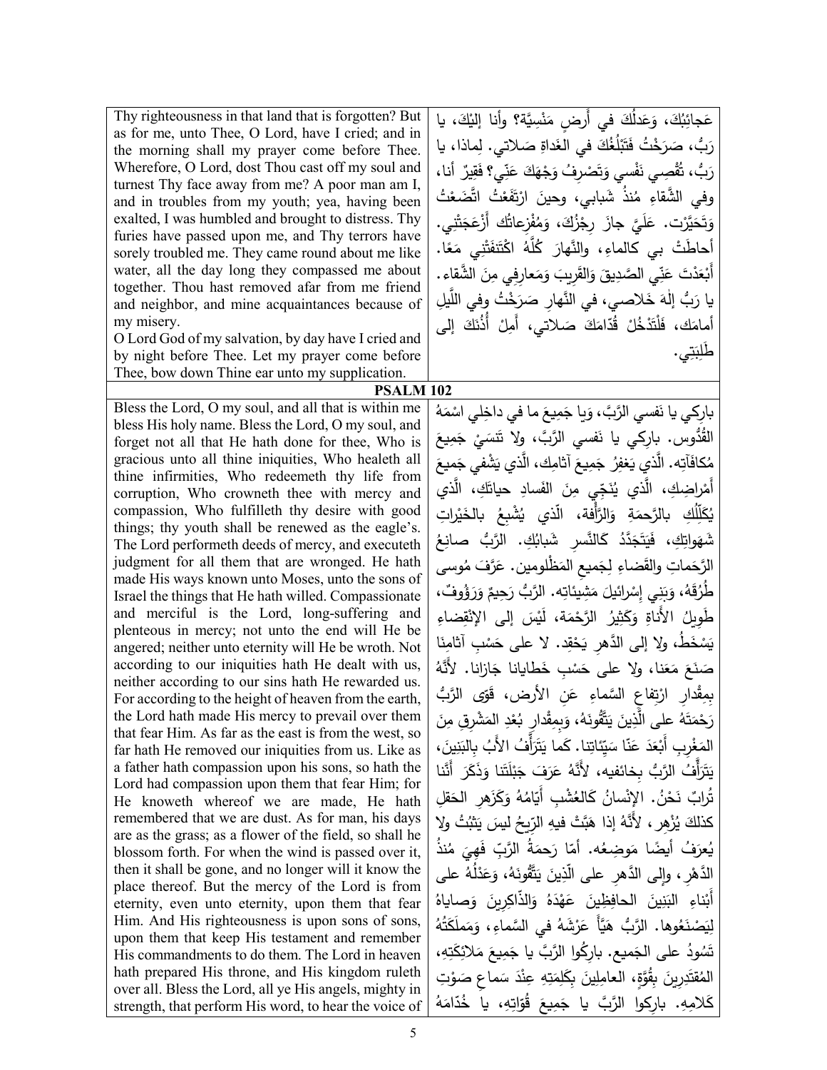| | |
|---|---|
| Thy righteousness in that land that is forgotten? But as for me, unto Thee, O Lord, have I cried; and in the morning shall my prayer come before Thee. Wherefore, O Lord, dost Thou cast off my soul and turnest Thy face away from me? A poor man am I, and in troubles from my youth; yea, having been exalted, I was humbled and brought to distress. Thy furies have passed upon me, and Thy terrors have sorely troubled me. They came round about me like water, all the day long they compassed me about together. Thou hast removed afar from me friend and neighbor, and mine acquaintances because of my misery.<br>O Lord God of my salvation, by day have I cried and by night before Thee. Let my prayer come before Thee, bow down Thine ear unto my supplication. | عَجائِبُكَ، وَعَدلُكَ في أَرضٍ مَنْسِيَّة؟ وأنا إليْكَ، يا رَبُّ، صَرَخْتُ فَتَبْلُغُكَ في الغَداةِ صَلاتي. لِماذا، يا رَبُّ، تُقْصِي نَفْسي وَتَصْرِفُ وَجْهَكَ عَنّي؟ فَقِيرٌ أنا، وفي الشَّقاءِ مُنذُ شَبابي، وحينَ ارْتَفَعْتُ اتَّضَعْتُ وَتَحَيَّرْت. عَلَيَّ جازَ رِجْزُكَ، وَمُفْزِعاتُك أَزْعَجَتْنِي. أحاطَتْ بي كالماءِ، والنَّهارَ كُلَّهُ اكْتَنَفَتْني مَعًا. أَبْعَدْتَ عَنِّي الصَّدِيقَ وَالقَرِيبَ وَمَعارِفِي مِنَ الشَّقاء. يا رَبُّ إلهَ خَلاصي، في النَّهارِ صَرَخْتُ وفي اللَّيلِ أمامَكَ، فَلْتَدْخُلْ قُدّامَكَ صَلاتي، أَمِلْ أُذُنَكَ إلى طَلِبَتِي. |
| **PSALM 102** | |
| Bless the Lord, O my soul, and all that is within me bless His holy name. Bless the Lord, O my soul, and forget not all that He hath done for thee, Who is gracious unto all thine iniquities, Who healeth all thine infirmities, Who redeemeth thy life from corruption, Who crowneth thee with mercy and compassion, Who fulfilleth thy desire with good things; thy youth shall be renewed as the eagle's. The Lord performeth deeds of mercy, and executeth judgment for all them that are wronged. He hath made His ways known unto Moses, unto the sons of Israel the things that He hath willed. Compassionate and merciful is the Lord, long-suffering and plenteous in mercy; not unto the end will He be angered; neither unto eternity will He be wroth. Not according to our iniquities hath He dealt with us, neither according to our sins hath He rewarded us. For according to the height of heaven from the earth, the Lord hath made His mercy to prevail over them that fear Him. As far as the east is from the west, so far hath He removed our iniquities from us. Like as a father hath compassion upon his sons, so hath the Lord had compassion upon them that fear Him; for He knoweth whereof we are made, He hath remembered that we are dust. As for man, his days are as the grass; as a flower of the field, so shall he blossom forth. For when the wind is passed over it, then it shall be gone, and no longer will it know the place thereof. But the mercy of the Lord is from eternity, even unto eternity, upon them that fear Him. And His righteousness is upon sons of sons, upon them that keep His testament and remember His commandments to do them. The Lord in heaven hath prepared His throne, and His kingdom ruleth over all. Bless the Lord, all ye His angels, mighty in strength, that perform His word, to hear the voice of | باركي يا نَفسي الرَّبَّ، وَيا جَمِيعَ ما في داخِلي اسْمَهُ القُدُّوس. باركي يا نَفسي الرَّبَّ، ولا تَنسَيْ جَمِيعَ مُكافَآتِه. الَّذي يَغفِرُ جَمِيعَ آثامِك، الَّذي يَشْفي جَميعَ أَمْراضِكِ، الَّذي يُنَجِّي مِنَ الفَسادِ حياتَكِ، الَّذي يُكَلِّلُكِ بالرَّحمَةِ وَالرَّأْفة، الّذي يُشْبِعُ بالخَيْراتِ شَهَواتِكِ، فَيَتَجَدَّدُ كَالنَّسرِ شَبابُكِ. الرَّبُّ صانِعُ الرَّحَماتِ والقَضاءِ لِجَميعِ المَظْلومين. عَرَّفَ مُوسى طُرُقَهُ، وَبَنِي إسْرائيلَ مَشِيئاتِه. الرَّبُّ رَحِيمٌ وَرَؤُوفٌ، طَوِيلُ الأناةِ وَكَثِيرُ الرَّحْمَة، لَيْسَ إلى الإنْقِضاءِ يَسْخَطُ، ولا إلى الدَّهرِ يَحْقِد. لا على حَسْبِ آثامِنَا صَنَعَ مَعَنا، ولا على حَسْبِ خَطايانا جَازانا. لأَنَّهُ بِمِقْدارِ ارْتِفاعِ السَّماءِ عَنِ الأرض، قَوّى الرَّبُّ رَحْمَتَهُ على الَّذِينَ يَتَّقُونَهُ، وَبِمِقْدارِ بُعْدِ المَشْرِقِ مِنَ المَغْرِبِ أَبْعَدَ عَنّا سَيِّئاتِنا. كَما يَتَرَأَّفُ الأَبُ بِالبَنِينَ، يَتَرَأَّفُ الرَّبُّ بِخائفيه، لأَنَّهُ عَرَفَ جَبْلَتَنا وَذَكَرَ أَنَّنا تُرابٌ نَحْنُ. الإنْسانُ كَالعُشْبِ أَيّامُهُ وَكَزَهرِ الحَقلِ كذلكَ يُزْهِر، لأَنَّهُ إذا هَبَّتْ فيهِ الرِّيحُ ليسَ يَثبُتُ ولا يُعرَفُ أيضًا مَوضِعُه. أمّا رَحمَةُ الرَّبِّ فَهِيَ مُنذُ الدَّهْرِ، وإلى الدَّهرِ على الّذِينَ يَتَّقُونَهُ، وَعَدْلُهُ على أَبْناءِ البَنِينَ الحافِظِينَ عَهْدَهُ وَالذّاكِرِينَ وَصاياهُ لِيَصْنَعُوها. الرَّبُّ هَيَّأَ عَرْشَهُ في السَّماءِ، وَمَملَكَتُهُ تَسُودُ على الجَميع. بارِكُوا الرَّبَّ يا جَمِيعَ مَلائِكَتِهِ، المُقتَدِرِينَ بِقُوَّةٍ، العامِلِينَ بِكَلِمَتِهِ عِنْدَ سَماعِ صَوْتِ كَلامِهِ. بارِكوا الرَّبَّ يا جَمِيعَ قُوّاتِهِ، يا خُدّامَهُ |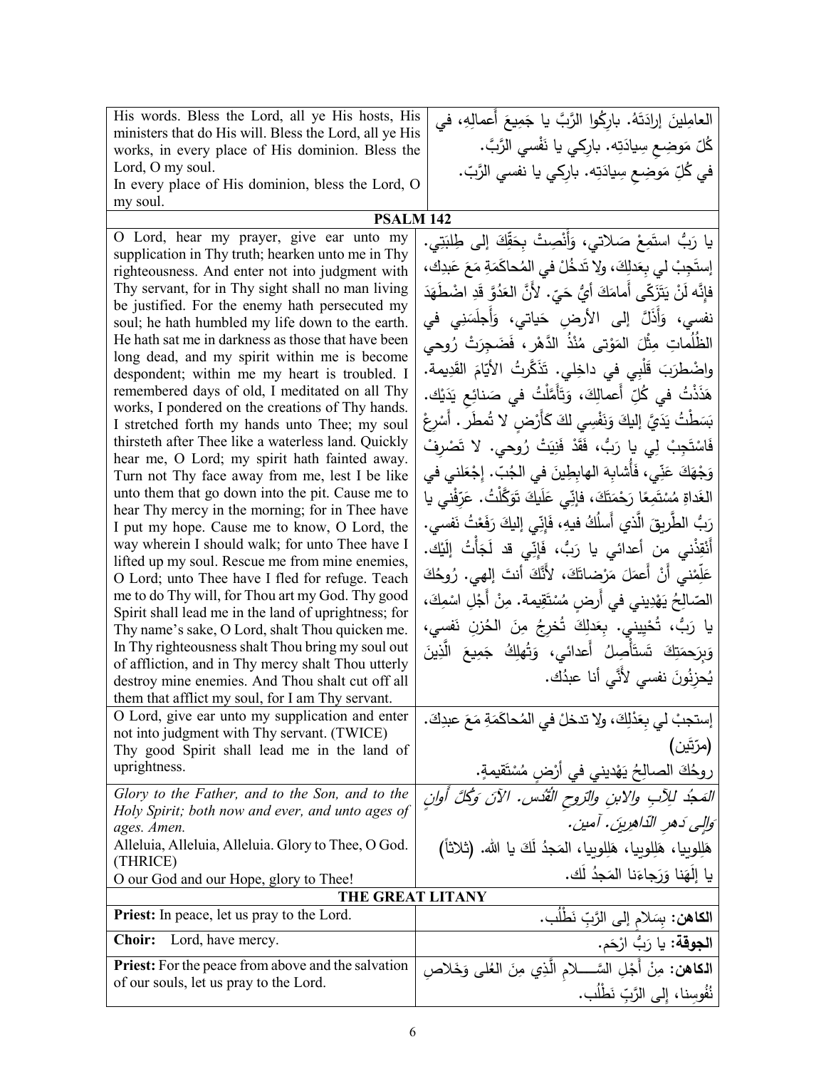| His words. Bless the Lord, all ye His hosts, His ministers that do His will. Bless the Lord, all ye His works, in every place of His dominion. Bless the Lord, O my soul.<br>In every place of His dominion, bless the Lord, O my soul. | العامِلينَ إرادَتَهُ. بارِكُوا الرَّبَّ يا جَمِيعَ أَعمالِهِ، في كُلِّ مَوضِعِ سِيادَتِهِ. بارِكي يا نَفْسي الرَّبَّ.<br>في كُلِّ مَوضِعِ سِيادَتِه. بارِكي يا نفسي الرَّبّ. |
|---|---|
| **PSALM 142** | |
| O Lord, hear my prayer, give ear unto my supplication in Thy truth; hearken unto me in Thy righteousness. And enter not into judgment with Thy servant, for in Thy sight shall no man living be justified. For the enemy hath persecuted my soul; he hath humbled my life down to the earth. He hath sat me in darkness as those that have been long dead, and my spirit within me is become despondent; within me my heart is troubled. I remembered days of old, I meditated on all Thy works, I pondered on the creations of Thy hands. I stretched forth my hands unto Thee; my soul thirsteth after Thee like a waterless land. Quickly hear me, O Lord; my spirit hath fainted away. Turn not Thy face away from me, lest I be like unto them that go down into the pit. Cause me to hear Thy mercy in the morning; for in Thee have I put my hope. Cause me to know, O Lord, the way wherein I should walk; for unto Thee have I lifted up my soul. Rescue me from mine enemies, O Lord; unto Thee have I fled for refuge. Teach me to do Thy will, for Thou art my God. Thy good Spirit shall lead me in the land of uprightness; for Thy name's sake, O Lord, shalt Thou quicken me. In Thy righteousness shalt Thou bring my soul out of affliction, and in Thy mercy shalt Thou utterly destroy mine enemies. And Thou shalt cut off all them that afflict my soul, for I am Thy servant. | يا رَبُّ استَمِعْ صَلاتي، وَأَنْصِتْ بِحَقِّكَ إلى طِلبَتِي. إستَجِبْ لي بِعَدلِكَ، ولا تَدخُلْ في المُحاكَمَةِ مَعَ عَبدِك، فإنَّه لَنْ يَتَزَكَّى أَمامَكَ أيُّ حَيّ. لأنَّ العَدُوَّ قَدِ اضْطَهَدَ نفسي، وَأَذَلَّ إلى الأرضِ حَياتي، وَأَجلَسَني في الظُّلُماتِ مِثْلَ المَوْتى مُنْذُ الدَّهْر، فَضَجِرَتْ رُوحي واضْطرَبَ قَلْبِي في داخِلِي. تَذَكَّرتُ الأيّامَ القَدِيمة. هَذَذْتُ في كُلِّ أَعمالِكَ، وَتَأَمَّلْتُ في صَنائِعِ يَدَيْكَ. بَسَطْتُ يَدَيَّ إليكَ وَنَفْسِي لكَ كَأَرْضٍ لا تُمطَر. أَسْرِعْ فَاسْتَجِبْ لِي يا رَبُّ، فَقَدْ فَنِيَتْ رُوحي. لا تَصْرِفْ وَجْهَكَ عَنّي، فَأُشابِهَ الهابِطِينَ في الجُبّ. إجْعَلني في الغَداةِ مُسْتَمِعًا رَحْمَتَكَ، فإنّي عَلَيكَ تَوَكَّلْتُ. عَرِّفْني يا رَبُّ الطَّريقَ الَّذي أَسلُكُ فيهِ، فَإنّي إليكَ رَفَعْتُ نَفسي. أَنْقِذْني من أعدائي يا رَبُّ، فَإِنّي قد لَجَأْتُ إِلَيْك. عَلِّمْني أَنْ أَعمَلَ مَرْضاتَكَ، لأَنَّكَ أنتَ إلهي. رُوحُكَ الصّالِحُ يَهْدِيني في أَرضٍ مُسْتَقِيمة. مِنْ أَجْلِ اسْمِكَ، يا رَبُّ، تُحْيِيني. بِعَدلِكَ تُخرِجُ مِنَ الحُزنِ نَفسي، وَبِرَحمَتِكَ تَستَأْصِلُ أَعدائي، وَتُهلِكُ جَمِيعَ الَّذِينَ يُحزِنُونَ نفسي لأَنّي أنا عبدُك. |
| O Lord, give ear unto my supplication and enter not into judgment with Thy servant. (TWICE)<br>Thy good Spirit shall lead me in the land of uprightness. | إستجبْ لي بِعَدْلِكَ، ولا تدخلْ في المُحاكَمَةِ مَعَ عبدِكَ. (مرّتين)<br>روحُكَ الصالِحُ يَهْديني في أرْضٍ مُسْتَقيمةٍ. |
| *Glory to the Father, and to the Son, and to the Holy Spirit; both now and ever, and unto ages of ages. Amen.*<br>Alleluia, Alleluia, Alleluia. Glory to Thee, O God. (THRICE)<br>O our God and our Hope, glory to Thee! | *المَجدُ للآبِ والابنِ والرّوحِ القُدُس. الآنَ وَكُلَّ أَوانٍ وإلى دَهرِ الدّاهِرِينَ. آمين.*<br>هَلِلوييا، هَلِلوييا، هَلِلوييا، المَجدُ لَكَ يا الله. (ثلاثاً)<br>يا إلَهَنا وَرَجاءَنا المَجدُ لَك. |
| **THE GREAT LITANY** | |
| **Priest:** In peace, let us pray to the Lord. | **الكاهن:** بِسَلامٍ إلى الرَّبِّ نَطْلُب. |
| **Choir:** Lord, have mercy. | **الجوقة:** يا رَبُّ ارْحَم. |
| **Priest:** For the peace from above and the salvation of our souls, let us pray to the Lord. | **الكاهن:** مِنْ أَجْلِ السَّـــلامِ الَّذِي مِنَ العُلى وَخَلاصِ نُفُوسِنا، إلى الرَّبِّ نَطْلُب. |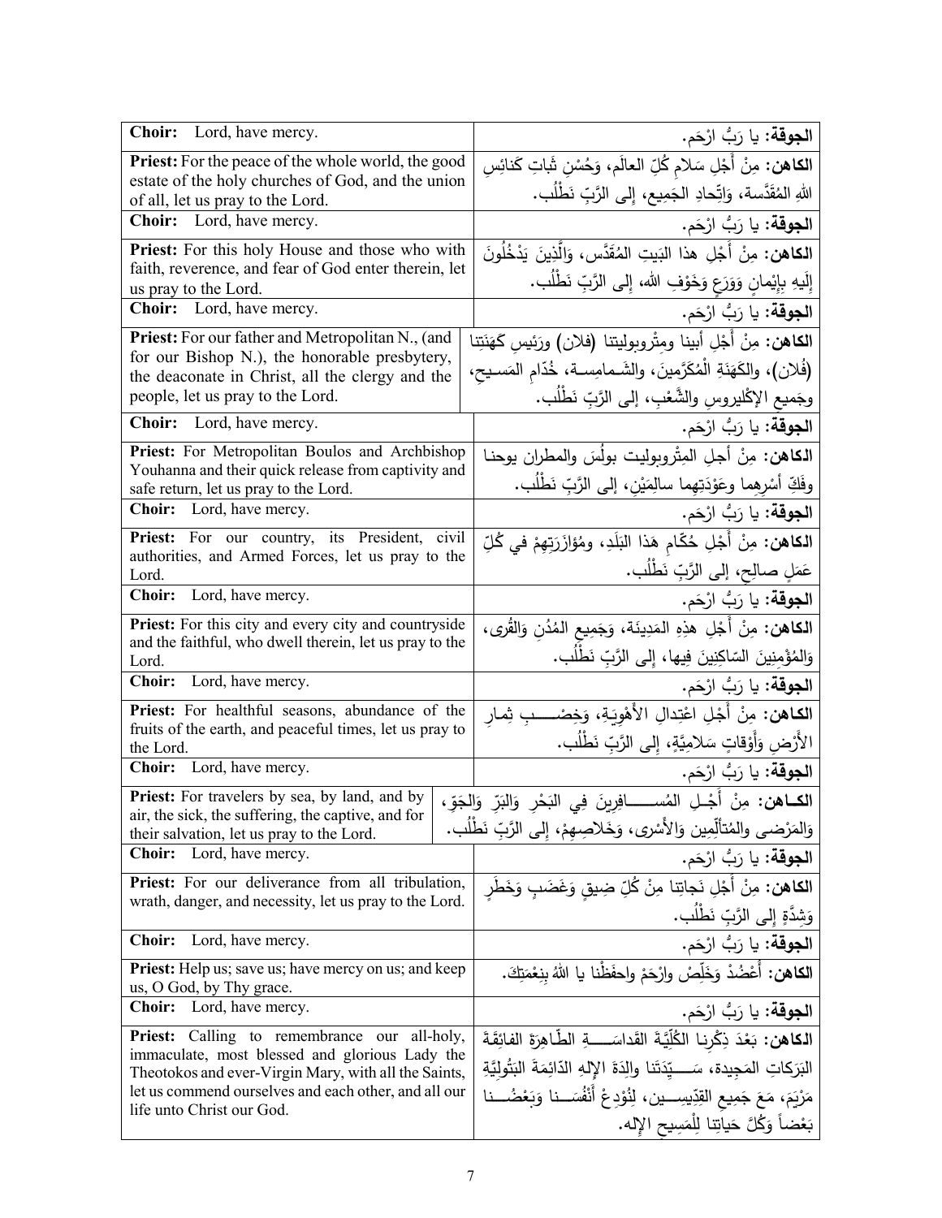| | |
|---|---|
| **Choir:** Lord, have mercy. | **الجوقة:** يا رَبُّ ارْحَم. |
| **Priest:** For the peace of the whole world, the good estate of the holy churches of God, and the union of all, let us pray to the Lord. | **الكاهن:** مِنْ أَجْلِ سَلامِ كُلِّ العالَم، وَحُسْنِ ثَباتِ كَنائِسِ اللهِ المُقَدَّسة، وَاتِّحادِ الجَمِيع، إلى الرَّبِّ نَطْلُب. |
| **Choir:** Lord, have mercy. | **الجوقة:** يا رَبُّ ارْحَم. |
| **Priest:** For this holy House and those who with faith, reverence, and fear of God enter therein, let us pray to the Lord. | **الكاهن:** مِنْ أَجْلِ هذا البَيتِ المُقَدَّس، وَالَّذِينَ يَدْخُلُونَ إِلَيهِ بِإِيْمانٍ وَوَرَعٍ وَخَوْفِ الله، إلى الرَّبِّ نَطْلُب. |
| **Choir:** Lord, have mercy. | **الجوقة:** يا رَبُّ ارْحَم. |
| **Priest:** For our father and Metropolitan N., (and for our Bishop N.), the honorable presbytery, the deaconate in Christ, all the clergy and the people, let us pray to the Lord. | **الكاهن:** مِنْ أَجْلِ أبينا ومِتْروبوليتِنا (فلان) ورَئيسِ كَهَنَتِنا (فُلان)، والكَهَنَةِ الْمُكَرَّمينَ، والشَمامِسة، خُدّامِ المَسيحِ، وجَميعِ الإكْليروسِ والشَّعْبِ، إلى الرَّبِّ نَطْلُب. |
| **Choir:** Lord, have mercy. | **الجوقة:** يا رَبُّ ارْحَم. |
| **Priest:** For Metropolitan Boulos and Archbishop Youhanna and their quick release from captivity and safe return, let us pray to the Lord. | **الكاهن:** مِنْ أجلِ المِتْروبوليت بولُسَ والمطران يوحنا وفَكِّ أسْرِهِما وعَوْدَتِهِما سالِمَيْنِ، إلى الرَّبِّ نَطْلُب. |
| **Choir:** Lord, have mercy. | **الجوقة:** يا رَبُّ ارْحَم. |
| **Priest:** For our country, its President, civil authorities, and Armed Forces, let us pray to the Lord. | **الكاهن:** مِنْ أَجْلِ حُكّامِ هَذا البَلَدِ، ومُؤازَرَتِهِمْ في كُلِّ عَمَلٍ صالِحٍ، إلى الرَّبِّ نَطْلُب. |
| **Choir:** Lord, have mercy. | **الجوقة:** يا رَبُّ ارْحَم. |
| **Priest:** For this city and every city and countryside and the faithful, who dwell therein, let us pray to the Lord. | **الكاهن:** مِنْ أَجْلِ هذِهِ المَدِينَة، وَجَمِيعِ المُدُنِ وَالقُرى، وَالمُؤْمِنِينَ السّاكِنِينَ فِيها، إلى الرَّبِّ نَطْلُب. |
| **Choir:** Lord, have mercy. | **الجوقة:** يا رَبُّ ارْحَم. |
| **Priest:** For healthful seasons, abundance of the fruits of the earth, and peaceful times, let us pray to the Lord. | **الكاهن:** مِنْ أَجْلِ اعْتِدالِ الأَهْوِيَةِ، وَخِصْبِ ثِمارِ الأَرْضِ وَأَوْقاتٍ سَلامِيَّةٍ، إلى الرَّبِّ نَطْلُب. |
| **Choir:** Lord, have mercy. | **الجوقة:** يا رَبُّ ارْحَم. |
| **Priest:** For travelers by sea, by land, and by air, the sick, the suffering, the captive, and for their salvation, let us pray to the Lord. | **الكاهن:** مِنْ أَجْلِ المُسافِرينَ فِي البَحْرِ وَالبَرِّ وَالجَوّ، وَالمَرْضى والمُتألِّمِين وَالأَسْرى، وَخَلاصِهِمْ، إلى الرَّبِّ نَطْلُب. |
| **Choir:** Lord, have mercy. | **الجوقة:** يا رَبُّ ارْحَم. |
| **Priest:** For our deliverance from all tribulation, wrath, danger, and necessity, let us pray to the Lord. | **الكاهن:** مِنْ أَجْلِ نَجاتِنا مِنْ كُلِّ ضِيقٍ وَغَضَبٍ وَخَطَرٍ وَشِدَّةٍ إلى الرَّبِّ نَطْلُب. |
| **Choir:** Lord, have mercy. | **الجوقة:** يا رَبُّ ارْحَم. |
| **Priest:** Help us; save us; have mercy on us; and keep us, O God, by Thy grace. | **الكاهن:** أَعْضُدْ وَخَلِّصْ وارْحَمْ واحفَظْنا يا اللهُ بِنِعْمَتِكَ. |
| **Choir:** Lord, have mercy. | **الجوقة:** يا رَبُّ ارْحَم. |
| **Priest:** Calling to remembrance our all-holy, immaculate, most blessed and glorious Lady the Theotokos and ever-Virgin Mary, with all the Saints, let us commend ourselves and each other, and all our life unto Christ our God. | **الكاهن:** بَعْدَ ذِكْرِنا الكُلِّيَّةَ القَداسَةِ الطّاهِرَةَ الفائِقَةَ البَرَكاتِ المَجِيدة، سَيِّدَتَنا والِدَةَ الإلهِ الدّائِمَةَ البَتُولِيَّةِ مَرْيَمَ، مَعَ جَمِيعِ القِدّيسِين، لِنُوْدِعْ أَنْفُسَنا وَبَعْضُنا بَعْضاً وَكُلَّ حَياتِنا لِلْمَسِيحِ الإله. |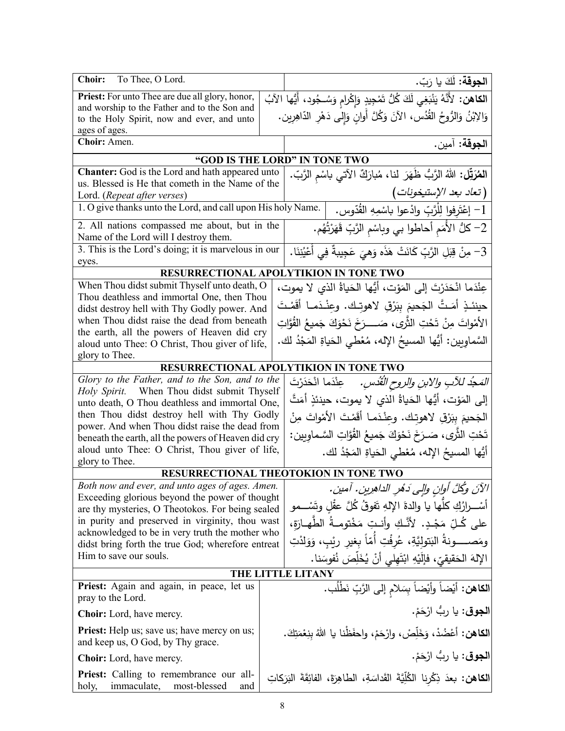| | |
|---|---|
| **Choir:** To Thee, O Lord. | **الجوقة:** لَكَ يا رَبّ. |
| **Priest:** For unto Thee are due all glory, honor, and worship to the Father and to the Son and to the Holy Spirit, now and ever, and unto ages of ages. | **الكاهن:** لأَنَّهُ يَنْبَغِي لَكَ كُلُّ تَمْجِيدٍ وَإِكْرامٍ وَسُجُود، أيُّها الآبُ وَالابْنُ وَالرُّوحُ القُدُس، الآنَ وَكُلَّ أوانٍ وَإِلى دَهْرِ الدّاهِرِين. |
| **Choir:** Amen. | **الجوقة:** آمين. |

### "GOD IS THE LORD" IN TONE TWO

| | |
|---|---|
| **Chanter:** God is the Lord and hath appeared unto us. Blessed is He that cometh in the Name of the Lord. (*Repeat after verses*) | **المُرَتِّل:** اللهُ الرَّبُّ ظَهَرَ لنا، مُبارَكٌ الآتي باسْمِ الرَّبّ. (*تعاد بعد الإستيخونات*) |
| 1. O give thanks unto the Lord, and call upon His holy Name. | 1- إعْتَرِفوا لِلْرَّبِّ وادْعوا باسْمِهِ القُدّوس. |
| 2. All nations compassed me about, but in the Name of the Lord will I destroy them. | 2- كلُّ الأُمَمِ أحاطوا بي وباسْمِ الرَّبِّ قَهَرْتُهُم. |
| 3. This is the Lord's doing; it is marvelous in our eyes. | 3- مِنْ قِبَلِ الرَّبِّ كَانَتْ هَذَه وَهِيَ عَجِيبةٌ فِي أَعْيُنِنَا. |

### RESURRECTIONAL APOLYTIKION IN TONE TWO

| | |
|---|---|
| When Thou didst submit Thyself unto death, O Thou deathless and immortal One, then Thou didst destroy hell with Thy Godly power. And when Thou didst raise the dead from beneath the earth, all the powers of Heaven did cry aloud unto Thee: O Christ, Thou giver of life, glory to Thee. | عِنْدَما انْحَدَرْتَ إلى المَوْت، أيُّها الحَياةُ الذي لا يموت، حينئذٍ أَمَتَّ الجَحيمَ بِبَرْقِ لاهوتِك. وعِنْدَما أَقَمْتَ الأمْواتَ مِنْ تَحْتِ الثَّرى، صَرَخَ نَحْوَكَ جَميعُ القُوَّاتِ السَّماويين: أيُّها المسيحُ الإله، مُعْطي الحَياةِ المَجْدُ لك. |

### RESURRECTIONAL APOLYTIKION IN TONE TWO

| | |
|---|---|
| *Glory to the Father, and to the Son, and to the Holy Spirit.* When Thou didst submit Thyself unto death, O Thou deathless and immortal One, then Thou didst destroy hell with Thy Godly power. And when Thou didst raise the dead from beneath the earth, all the powers of Heaven did cry aloud unto Thee: O Christ, Thou giver of life, glory to Thee. | *المَجدُ للآبِ والابنِ والروحِ القُدُس.* عِنْدَما انْحَدَرْتَ إلى المَوْت، أيُّها الحَياةُ الذي لا يموت، حينئذٍ أَمَتَّ الجَحيمَ بِبَرْقِ لاهوتِك. وعِنْدَما أَقَمْتَ الأمْواتَ مِنْ تَحْتِ الثَّرى، صَرَخَ نَحْوَكَ جَميعُ القُوّاتِ السَّماويين: أيُّها المسيحُ الإله، مُعْطي الحَياةِ المَجْدُ لك. |

### RESURRECTIONAL THEOTOKION IN TONE TWO

| | |
|---|---|
| *Both now and ever, and unto ages of ages. Amen.* Exceeding glorious beyond the power of thought are thy mysteries, O Theotokos. For being sealed in purity and preserved in virginity, thou wast acknowledged to be in very truth the mother who didst bring forth the true God; wherefore entreat Him to save our souls. | *الآنَ وكُلَّ أوانٍ وإلى دَهْرِ الداهرين. آمين.* أسْرارُكِ كلُّها يا والدةَ الإلهِ تَفوقُ كُلَّ عقْلٍ وتَسْمو على كُلِّ مَجْدٍ. لأنَّكِ وأنتِ مَخْتومةُ الطَّهارَة، ومَصونةُ البَتوليَّةِ، عُرِفْتِ أُمّاً بغيرِ ريْبٍ، وَوَلَدْتِ الإلهَ الحَقيقيّ، فإلَيْهِ ابْتَهِلي أنْ يُخَلِّصَ نُفوسَنا. |

### THE LITTLE LITANY

| | |
|---|---|
| **Priest:** Again and again, in peace, let us pray to the Lord. | **الكاهن:** أَيْضاً وأَيْضاً بِسَلامٍ إلى الرَّبِّ نَطْلُب. |
| **Choir:** Lord, have mercy. | **الجوق:** يا ربُّ ارْحَمْ. |
| **Priest:** Help us; save us; have mercy on us; and keep us, O God, by Thy grace. | **الكاهن:** أَعْضُدْ، وَخَلِّصْ، وارْحَمْ، واحفَظْنا يا اللهُ بِنِعْمَتِكَ. |
| **Choir:** Lord, have mercy. | **الجوق:** يا ربُّ ارْحَمْ. |
| **Priest:** Calling to remembrance our all-holy, immaculate, most-blessed and | **الكاهن:** بعدَ ذِكْرِنا الكُلِّيَّةَ القَداسَةِ، الطاهِرَةَ، الفائِقَةَ البَرَكاتِ |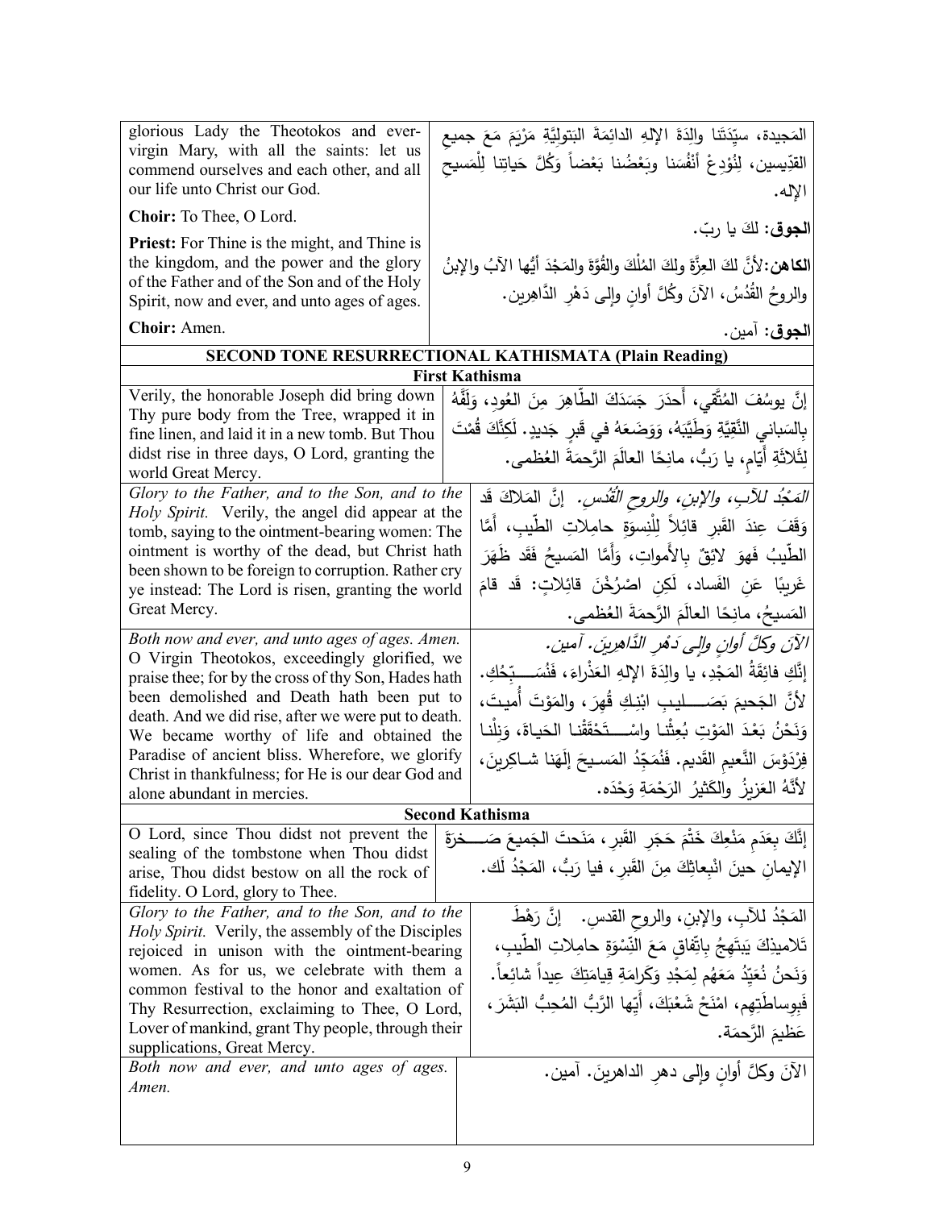| English | Arabic |
|---|---|
| glorious Lady the Theotokos and ever-virgin Mary, with all the saints: let us commend ourselves and each other, and all our life unto Christ our God. | المَجيدة، سيِّدَتَنا والِدَةَ الإلهِ الدائمَةَ البَتوليَّةِ مَرْيَمَ مَعَ جميعِ القدّيسين، لِنُوْدِعْ أَنْفُسَنا وبَعْضُنا بَعْضاً وَكُلَّ حَياتِنا لِلْمَسيحِ الإله. |
| **Choir:** To Thee, O Lord. | **الجوق:** لكَ يا ربّ. |
| **Priest:** For Thine is the might, and Thine is the kingdom, and the power and the glory of the Father and of the Son and of the Holy Spirit, now and ever, and unto ages of ages. | **الكاهن:** لأنَّ لكَ العِزَّةَ ولكَ المُلْكَ والقُوَّةَ والمَجْدَ أيُّها الآبُ والإبنُ والروحُ القُدُسُ، الآنَ وكُلَّ أوانٍ وإلى دَهْرِ الدَّاهِرين. |
| **Choir:** Amen. | **الجوق:** آمين. |

## SECOND TONE RESURRECTIONAL KATHISMATA (Plain Reading)

### First Kathisma

| English | Arabic |
|---|---|
| Verily, the honorable Joseph did bring down Thy pure body from the Tree, wrapped it in fine linen, and laid it in a new tomb. But Thou didst rise in three days, O Lord, granting the world Great Mercy. | إنَّ يوسُفَ المُتَّقي، أَحدَرَ جَسَدَكَ الطّاهِرَ مِنَ العُودِ، وَلَفَّهُ بِالسَباني النَّقِيَّةِ وَطَيَّبَهُ، وَوَضَعَهُ في قَبرٍ جَديدٍ. لَكِنَّكَ قُمْتَ لِثَلاثَةِ أَيّامٍ، يا رَبُّ، مانِحًا العالَمَ الرَّحمَةَ العُظمى. |
| *Glory to the Father, and to the Son, and to the Holy Spirit.* Verily, the angel did appear at the tomb, saying to the ointment-bearing women: The ointment is worthy of the dead, but Christ hath been shown to be foreign to corruption. Rather cry ye instead: The Lord is risen, granting the world Great Mercy. | *المَجْدُ للآبِ، والإبنِ، والروحِ القُدُسِ.* إنَّ المَلاكَ قَد وَقَفَ عِندَ القَبرِ قائِلاً لِلْنِسوَةِ حامِلاتِ الطّيبِ، أَمَّا الطّيبُ فَهوَ لائِقٌ بِالأَمواتِ، وَأَمَّا المَسيحُ فَقَد ظَهَرَ غَريبًا عَنِ الفَساد، لَكِنِ اصْرُخْنَ قائِلاتٍ: قَد قامَ المَسيحُ، مانِحًا العالَمَ الرَّحمَةَ العُظمى. |
| *Both now and ever, and unto ages of ages. Amen.* O Virgin Theotokos, exceedingly glorified, we praise thee; for by the cross of thy Son, Hades hath been demolished and Death hath been put to death. And we did rise, after we were put to death. We became worthy of life and obtained the Paradise of ancient bliss. Wherefore, we glorify Christ in thankfulness; for He is our dear God and alone abundant in mercies. | *الآنَ وكلَّ أوانٍ وإلى دَهْرِ الدَّاهِرينَ. آمين.* إنَّكِ فائِقَةُ المَجْدِ، يا والِدَةَ الإلهِ العَذْراءَ، فَنُسَبِّحُكِ. لأنَّ الجَحيمَ بَصَليبِ ابْنِكِ قُهِرَ، والمَوْتَ أُميتَ، وَنَحْنُ بَعْدَ المَوْتِ بُعِثْنا واسْتَحْقَقْنا الحَياةَ، وَنِلْنا فِرْدَوْسَ النَّعيمِ القَديم. فَنُمَجِّدُ المَسيحَ إلَهَنا شاكِرينَ، لأنَّهُ العَزيزُ والكَثيرُ الرَحْمَةِ وَحْدَه. |

### Second Kathisma

| English | Arabic |
|---|---|
| O Lord, since Thou didst not prevent the sealing of the tombstone when Thou didst arise, Thou didst bestow on all the rock of fidelity. O Lord, glory to Thee. | إنَّكَ بِعَدَمِ مَنْعِكَ خَتْمَ حَجَرِ القَبرِ، مَنَحتَ الجَميعَ صَخرَةَ الإيمانِ حينَ انْبِعاثِكَ مِنَ القَبرِ، فيا رَبُّ، المَجْدُ لَك. |
| *Glory to the Father, and to the Son, and to the Holy Spirit.* Verily, the assembly of the Disciples rejoiced in unison with the ointment-bearing women. As for us, we celebrate with them a common festival to the honor and exaltation of Thy Resurrection, exclaiming to Thee, O Lord, Lover of mankind, grant Thy people, through their supplications, Great Mercy. | المَجْدُ للآبِ، والإبنِ، والروحِ القدسِ. إنَّ رَهْطَ تَلاميذِكَ يَبتَهِجُ بِاتِّفاقٍ مَعَ النِّسْوَةِ حامِلاتِ الطِّيبِ، وَنَحنُ نُعَيِّدُ مَعَهُم لِمَجْدِ وَكَرامَةِ قِيامَتِكَ عِيداً شائِعاً. فَبِوساطَتِهِم، امْنَحْ شَعْبَكَ، أَيُّها الرَّبُّ المُحِبُّ البَشَرَ، عَظيمَ الرَّحمَة. |
| *Both now and ever, and unto ages of ages. Amen.* | الآنَ وكلَّ أوانٍ وإلى دهرِ الداهرينَ. آمين. |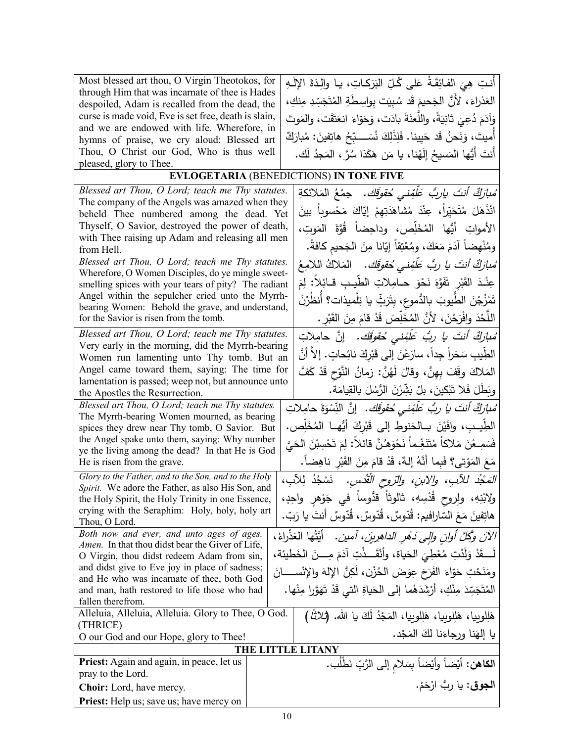| | |
|---|---|
| Most blessed art thou, O Virgin Theotokos, for through Him that was incarnate of thee is Hades despoiled, Adam is recalled from the dead, the curse is made void, Eve is set free, death is slain, and we are endowed with life. Wherefore, in hymns of praise, we cry aloud: Blessed art Thou, O Christ our God, Who is thus well pleased, glory to Thee. | أنتِ هيَ الفائِقَةُ على كُلِّ البَرَكاتِ، يا والِدَةَ الإلَهِ العَذراءَ، لأنَّ الجَحيمَ قَد سُبِيَت بِواسِطَةِ المُتَجَسِّدِ مِنكِ، وآدَمَ دُعِيَ ثانِيَةً، واللَّعنَةَ بادَت، وحَوّاءَ انعَتَقَت، والمَوتَ أُميتَ، ونَحنُ قَد حَيِينا. فَلِذَلِكَ نُسَبِّحُ هاتِفينَ: مُبارَكٌ أنتَ أيُّها المَسيحُ إلَهُنا، يا مَن هَكَذا سُرَّ، المَجدُ لَك. |

## EVLOGETARIA (BENEDICTIONS) IN TONE FIVE

| | |
|---|---|
| *Blessed art Thou, O Lord; teach me Thy statutes.* The company of the Angels was amazed when they beheld Thee numbered among the dead. Yet Thyself, O Savior, destroyed the power of death, with Thee raising up Adam and releasing all men from Hell. | *مُبارَكٌ أنتَ يارَبُّ عَلِّمْني حُقوقَك.* جمْعُ المَلائكةِ انْذَهَلَ مُتَحَيِّراً، عِنْدَ مُشاهَدَتِهِمْ إيّاكَ مَحْسوباً بينَ الأمواتِ أيُّها المُخَلِّص، وداحِضاً قُوَّةَ المَوتِ، ومُنْهِضاً آدَمَ مَعَكَ، ومُعْتِقاً إيّانا مِنَ الجَحيمِ كافةً. |
| *Blessed art Thou, O Lord; teach me Thy statutes.* Wherefore, O Women Disciples, do ye mingle sweet-smelling spices with your tears of pity? The radiant Angel within the sepulcher cried unto the Myrrh-bearing Women: Behold the grave, and understand, for the Savior is risen from the tomb. | *مُبارَكٌ أنتَ يا ربُّ عَلِّمْني حُقوقَك.* المَلاكُ اللامِعُ عِنْدَ القَبْرِ تَفَوَّهَ نَحْوَ حامِلاتِ الطِّيبِ قائِلاً: لِمَ تَمْزُجْنَ الطُّيوبَ بالدُّموعِ، بِتَرَثٍّ يا تِلْميذات؟ أُنظُرْنَ اللَّحْدَ وافْرَحْنَ، لأنَّ المُخَلِّصَ قَدْ قامَ مِنَ القَبْرِ. |
| *Blessed art Thou, O Lord; teach me Thy statutes.* Very early in the morning, did the Myrrh-bearing Women run lamenting unto Thy tomb. But an Angel came toward them, saying: The time for lamentation is passed; weep not, but announce unto the Apostles the Resurrection. | *مُبارَكٌ أنتَ يا ربُّ عَلِّمْني حُقوقَك.* إنَّ حامِلاتِ الطِّيبِ سَحَراً جِداً، سارَعْنَ إلى قَبْرِكَ نائِحاتٍ. إلاّ أنَّ المَلاكَ وقَفَ بِهِنَّ، وقالَ لَهُنَّ: زمانُ النَّوْحِ قَدْ كَفَّ وبَطَلَ فَلا تَبْكينَ، بلْ بَشِّرْنَ الرُّسُلَ بالقِيامَة. |
| *Blessed art Thou, O Lord; teach me Thy statutes.* The Myrrh-bearing Women mourned, as bearing spices they drew near Thy tomb, O Savior. But the Angel spake unto them, saying: Why number ye the living among the dead? In that He is God He is risen from the grave. | *مُبارَكٌ أنتَ يا ربُّ عَلِّمْني حُقوقَك.* إنَّ النِّسْوَةَ حامِلاتِ الطِّيبِ، وافَيْنَ بالحَنوطِ إلى قَبْرِكَ أيُّها المُخَلِّص. فَسَمِعْنَ مَلاكاً مُتَنَغِّماً نَحْوَهُنَّ قائلاً: لِمَ تَحْسِبْنَ الحَيَّ مَعَ المَوْتى؟ فَبِما أنَّهُ إلهٌ، قَدْ قامَ مِنَ القَبْرِ ناهِضاً. |
| *Glory to the Father, and to the Son, and to the Holy Spirit.* We adore the Father, as also His Son, and the Holy Spirit, the Holy Trinity in one Essence, crying with the Seraphim: Holy, holy, holy art Thou, O Lord. | *المَجْدُ للآبِ، والابنِ، والرّوحِ القُدُس.* نَسْجُدُ لِلآبِ، ولابْنِهِ، ولِروحِ قُدْسِهِ، ثالوثاً قدُّوساً في جَوْهرٍ واحِدٍ، هاتِفينَ مَعَ السّارافيم: قُدّوسٌ، قُدّوسٌ، قُدّوسٌ أنتَ يا رَبّ. |
| *Both now and ever, and unto ages of ages. Amen.* In that thou didst bear the Giver of Life, O Virgin, thou didst redeem Adam from sin, and didst give to Eve joy in place of sadness; and He who was incarnate of thee, both God and man, hath restored to life those who had fallen therefrom. | *الآنَ وكُلَّ أوانٍ وإلى دَهْرِ الداهِرينَ، آمين.* أيَّتُها العَذْراءُ، لَقَدْ وَلَدْتِ مُعْطِيَ الحَياة، وأنْقَذْتِ آدَمَ مِنَ الخَطيئة، ومَنَحْتِ حَوّاءَ الفَرَحَ عِوَضَ الحُزْن، لَكِنَّ الإلهَ والإنسانَ المُتَجَسِّدَ مِنْكِ، أرْشَدَهُما إلى الحَياةِ التي قَدْ تَهَوَّرا مِنْها. |
| Alleluia, Alleluia, Alleluia. Glory to Thee, O God. (THRICE) O our God and our Hope, glory to Thee! | هَلِلوييا، هَلِلوييا، هَلِلوييا، المَجْدُ لَكَ يا الله. (*ثلاثاً*) يا إلَهَنا ورجاءَنا لكَ المَجْد. |

## THE LITTLE LITANY

| | |
|---|---|
| **Priest:** Again and again, in peace, let us pray to the Lord. | **الكاهن:** أيْضاً وأيْضاً بِسَلامٍ إلى الرَّبِّ نَطْلُب. |
| **Choir:** Lord, have mercy. | **الجوق:** يا ربُّ ارْحَمْ. |
| **Priest:** Help us; save us; have mercy on | |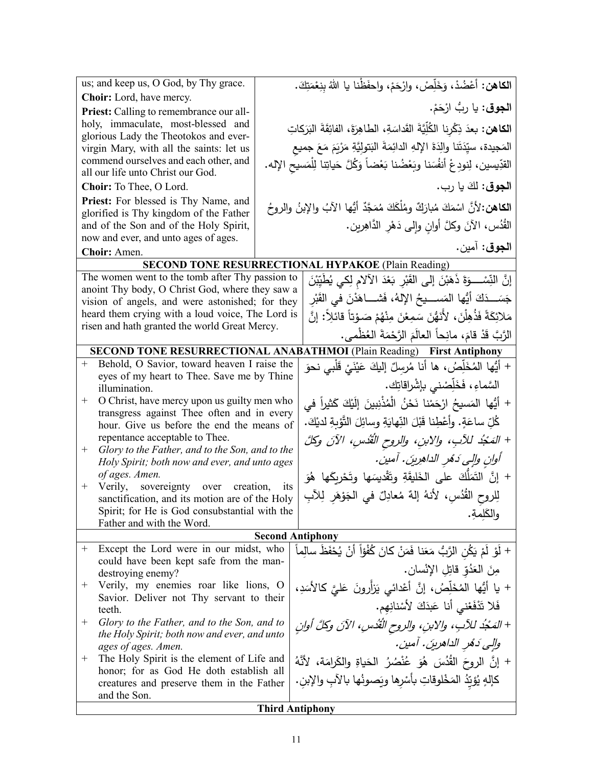| | |
|---|---|
| us; and keep us, O God, by Thy grace. | **الكاهن:** أعْضُدْ، وَخَلِّصْ، وارْحَمْ، واحفَظْنا يا اللهُ بِنِعْمَتِكَ. |
| **Choir:** Lord, have mercy. | **الجوق:** يا ربُّ ارْحَمْ. |
| **Priest:** Calling to remembrance our all-holy, immaculate, most-blessed and glorious Lady the Theotokos and ever-virgin Mary, with all the saints: let us commend ourselves and each other, and all our life unto Christ our God. | **الكاهن:** بعدَ ذِكْرِنا الكُلِّيَّةَ القَداسَةِ، الطاهِرَةَ، الفائِقَةَ البَرَكاتِ المَجيدة، سيِّدَتَنا والِدَةَ الإلهِ الدائِمَةَ البَتولِيَّةِ مَرْيَمَ مَعَ جميعِ القدِّيسين، لِنودِعْ أنفُسَنا وبَعْضُنا بَعْضاً وَكُلَّ حَياتِنا لِلْمَسيحِ الإله. |
| **Choir:** To Thee, O Lord. | **الجوق:** لكَ يا رب. |
| **Priest:** For blessed is Thy Name, and glorified is Thy kingdom of the Father and of the Son and of the Holy Spirit, now and ever, and unto ages of ages. | **الكاهن:** لأنَّ اسْمَكَ مُبارَكٌ ومُلْكَكَ مُمَجَّدٌ أيُّها الآبُ والإبنُ والروحُ القُدُس، الآنَ وكلَّ أوانٍ وإلى دَهْرِ الدَّاهِرين. |
| **Choir:** Amen. | **الجوق:** آمين. |

**SECOND TONE RESURRECTIONAL HYPAKOE** (Plain Reading)

| | |
|---|---|
| The women went to the tomb after Thy passion to anoint Thy body, O Christ God, where they saw a vision of angels, and were astonished; for they heard them crying with a loud voice, The Lord is risen and hath granted the world Great Mercy. | إنَّ النِّسْـــوَةَ ذَهَبْنَ إلى القَبْرِ بَعْدَ الآلامِ لِكي يُطَيِّبْنَ جَسَـــدَكَ أيُّها المَســـيحُ الإلهُ، فَشـــاهَدْنَ في القَبْرِ مَلائِكَةً فَذُهِلْنَ، لأَنَّهُنَّ سَمِعْنَ مِنْهُمْ صَوْتاً قائلاً: إنَّ الرَّبَّ قَدْ قامَ، مانِحاً العالَمَ الرَّحْمَةَ العُظْمى. |

**SECOND TONE RESURRECTIONAL ANABATHMOI** (Plain Reading) **First Antiphony**

| | |
|---|---|
| + Behold, O Savior, toward heaven I raise the eyes of my heart to Thee. Save me by Thine illumination. | + أيُّها المُخَلِّصُ، ها أنا مُرسِلٌ إليكَ عَيْنَيْ قَلْبي نحوَ السَّماءِ، فَخَلِّصْني بإشْراقاتِك. |
| + O Christ, have mercy upon us guilty men who transgress against Thee often and in every hour. Give us before the end the means of repentance acceptable to Thee. | + أيُّها المَسيحُ ارْحَمْنا نَحْنُ الْمُذْنِبينَ إلَيْكَ كثيراً في كُلِّ ساعَةٍ. وأَعْطِنا قَبْلَ النِّهايَةِ وسائِلَ التَّوْبةِ لديْكَ. |
| + *Glory to the Father, and to the Son, and to the Holy Spirit; both now and ever, and unto ages of ages. Amen.* | + *المَجْدُ للآبِ، والابنِ، والروحِ القُدُسِ، الآنَ وكلَّ أوانٍ وإلى دَهْرِ الداهرينَ. آمين.* |
| + Verily, sovereignty over creation, its sanctification, and its motion are of the Holy Spirit; for He is God consubstantial with the Father and with the Word. | + إنَّ التَمَلُّكَ على الخَليقَةِ وتَقْديسَها وتَحْريكَها هُوَ لِلروحِ القُدُسِ، لأنهُ إلهٌ مُعادِلٌ في الجَوْهَرِ لِلآبِ والكَلِمةِ. |

**Second Antiphony**

| | |
|---|---|
| + Except the Lord were in our midst, who could have been kept safe from the man-destroying enemy? | + لَوْ لَمْ يَكُنِ الرَّبُّ مَعَنا فَمَنْ كانَ كُفْؤاً أنْ يُحْفَظَ سالِماً مِنَ العَدُوِّ قاتِلِ الإنْسان. |
| + Verily, my enemies roar like lions, O Savior. Deliver not Thy servant to their teeth. | + يا أيُّها المُخَلِّصُ، إنَّ أعْدائي يَزْأَرونَ عَلَيَّ كالأسَدِ، فَلا تَدْفَعْني أنا عَبدَكَ لأسْنانِهِم. |
| + *Glory to the Father, and to the Son, and to the Holy Spirit; both now and ever, and unto ages of ages. Amen.* | + *المَجْدُ للآبِ، والابنِ، والروحِ القُدُسِ، الآنَ وكلَّ أوانٍ وإلى دَهْرِ الداهرينَ. آمين.* |
| + The Holy Spirit is the element of Life and honor; for as God He doth establish all creatures and preserve them in the Father and the Son. | + إنَّ الروحَ القُدُسَ هُوَ عُنْصُرُ الحَياةِ والكَرامَة، لأنَّهُ كإلهٍ يُوَيِّدُ المَخْلوقاتِ بأسْرِها ويَصونُها بالآبِ والإبنِ. |

**Third Antiphony**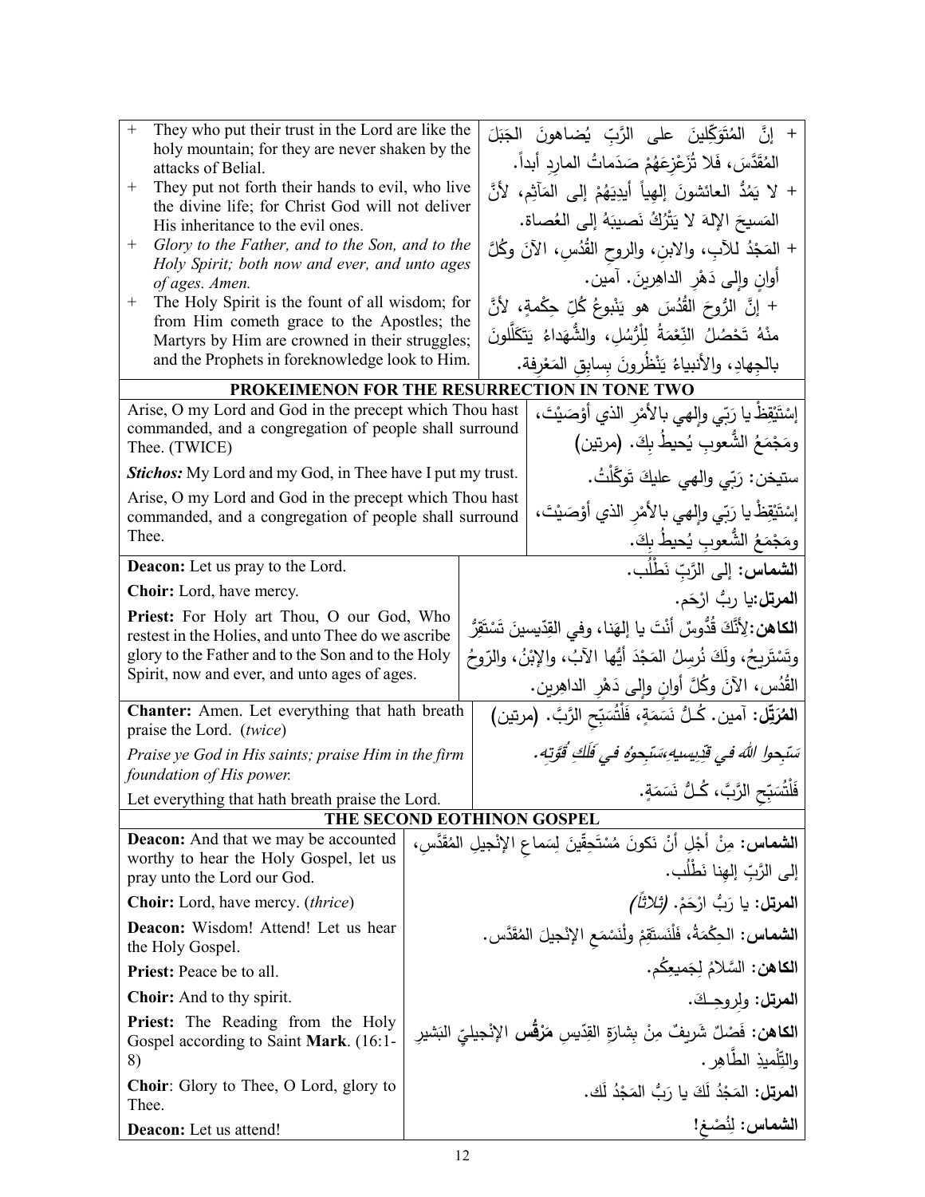| | |
|---|---|
| + They who put their trust in the Lord are like the holy mountain; for they are never shaken by the attacks of Belial. | + إنَّ المُتَوَكِّلِينَ على الرَّبِّ يُضاهونَ الجَبَلَ المُقَدَّسَ، فَلا تُزَعْزِعَهُمْ صَدَماتُ المارِدِ أبداً. |
| + They put not forth their hands to evil, who live the divine life; for Christ God will not deliver His inheritance to the evil ones. | + لا يَمُدُّ العائشونَ إلهِياً أيدِيَهُمْ إلى المَآثِم، لأنَّ المَسيحَ الإلهَ لا يَتْرُكُ نَصيبَهُ إلى العُصاة. |
| + *Glory to the Father, and to the Son, and to the Holy Spirit; both now and ever, and unto ages of ages. Amen.* | + المَجْدُ للآبِ، والابنِ، والروحِ القُدُسِ، الآنَ وكُلَّ أوانٍ وإلى دَهْرِ الداهِرينَ. آمين. |
| + The Holy Spirit is the fount of all wisdom; for from Him cometh grace to the Apostles; the Martyrs by Him are crowned in their struggles; and the Prophets in foreknowledge look to Him. | + إنَّ الرُّوحَ القُدُسَ هو يَنْبوعُ كُلِّ حِكْمةٍ، لأنَّ مِنْهُ تَحصُلُ النِّعْمَةُ لِلْرُّسُلِ، والشُّهَداءُ يَتَكَلَّلونَ بالجِهادِ، والأنبياءُ يَنْظُرونَ بِسابِقِ المَعْرِفة. |

## PROKEIMENON FOR THE RESURRECTION IN TONE TWO

| | |
|---|---|
| Arise, O my Lord and God in the precept which Thou hast commanded, and a congregation of people shall surround Thee. (TWICE) | إسْتَيْقِظْ يا رَبّي وإلهي بالأمْرِ الذي أوْصَيْتَ، ومَجْمَعُ الشُّعوبِ يُحيطُ بِكَ. (مرتين) |
| ***Stichos:*** My Lord and my God, in Thee have I put my trust. | ستيخن: رَبّي والهي عليكَ تَوَكَّلْتُ. |
| Arise, O my Lord and God in the precept which Thou hast commanded, and a congregation of people shall surround Thee. | إسْتَيْقِظْ يا رَبّي وإلهي بالأمْرِ الذي أوْصَيْتَ، ومَجْمَعُ الشُّعوبِ يُحيطُ بِكَ. |
| **Deacon:** Let us pray to the Lord. | **الشماس:** إلى الرَّبِّ نَطْلُب. |
| **Choir:** Lord, have mercy. | **المرتل:** يا ربُّ ارْحَم. |
| **Priest:** For Holy art Thou, O our God, Who restest in the Holies, and unto Thee do we ascribe glory to the Father and to the Son and to the Holy Spirit, now and ever, and unto ages of ages. | **الكاهن:** لأنَّكَ قُدُّوسٌ أنْتَ يا إلهَنا، وفي القِدّيسينَ تَسْتَقِرُّ وتَسْتَريحُ، ولَكَ نُرسِلُ المَجْدَ أيُّها الآبُ، والإبْنُ، والرّوحُ القُدُس، الآنَ وكُلَّ أوانٍ وإلى دَهْرِ الداهِرين. |
| **Chanter:** Amen. Let everything that hath breath praise the Lord. (*twice*) | **المُرَتِّل:** آمين. كُـلُّ نَسَمَةٍ، فَلْتُسَبِّحِ الرَّبَّ. (مرتين) |
| *Praise ye God in His saints; praise Him in the firm foundation of His power.* | *سَبِّحوا اللهَ في قِدِّيسيهِ،سَبِّحوهُ في فَلَكِ قُوَّتِه.* |
| Let everything that hath breath praise the Lord. | فَلْتُسَبِّحِ الرَّبَّ، كُـلُّ نَسَمَةٍ. |

## THE SECOND EOTHINON GOSPEL

| | |
|---|---|
| **Deacon:** And that we may be accounted worthy to hear the Holy Gospel, let us pray unto the Lord our God. | **الشماس:** مِنْ أجْلِ أنْ نَكونَ مُسْتَحِقّينَ لِسَماعِ الإنْجيلِ المُقَدَّس، إلى الرَّبِّ إلهِنا نَطْلُب. |
| **Choir:** Lord, have mercy. (*thrice*) | **المرتل:** يا رَبُّ ارْحَمْ. *(ثلاثاً)* |
| **Deacon:** Wisdom! Attend! Let us hear the Holy Gospel. | **الشماس:** الحِكْمَةُ، فَلْنَستَقِمْ ولْنَسْمَعِ الإنْجيلَ المُقَدَّس. |
| **Priest:** Peace be to all. | **الكاهن:** السَّلامُ لِجَميعِكُم. |
| **Choir:** And to thy spirit. | **المرتل:** ولِروحِـكَ. |
| **Priest:** The Reading from the Holy Gospel according to Saint **Mark**. (16:1-8) | **الكاهن:** فَصْلٌ شَريفٌ مِنْ بِشارَةِ القِدّيسِ **مَرْقُس** الإنْجيليِّ البَشيرِ والتِّلْميذِ الطَّاهِر. |
| **Choir**: Glory to Thee, O Lord, glory to Thee. | **المرتل:** المَجْدُ لَكَ يا رَبُّ المَجْدُ لَك. |
| **Deacon:** Let us attend! | **الشماس: لِنُصْغِ!** |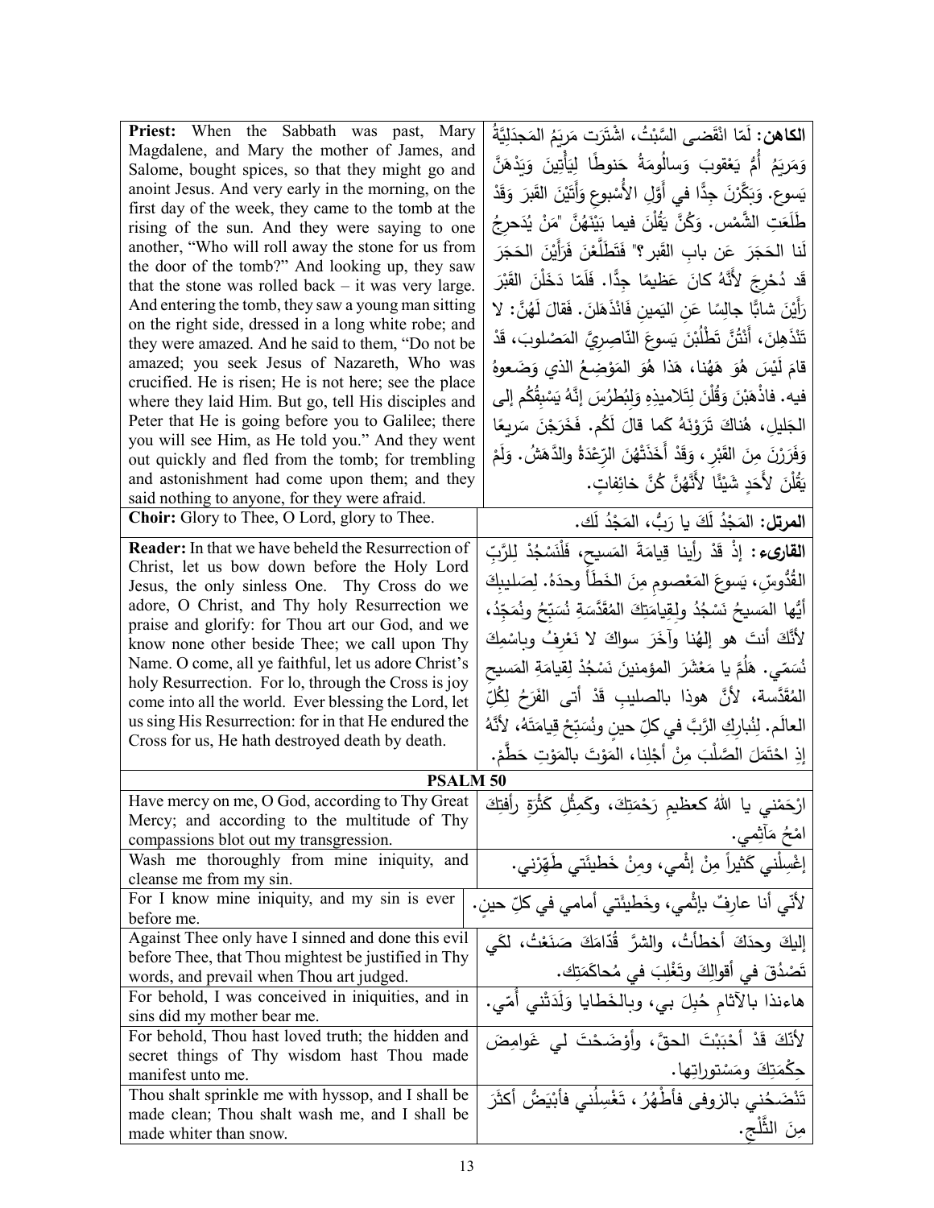| English | Arabic |
|---|---|
| **Priest:** When the Sabbath was past, Mary Magdalene, and Mary the mother of James, and Salome, bought spices, so that they might go and anoint Jesus. And very early in the morning, on the first day of the week, they came to the tomb at the rising of the sun. And they were saying to one another, "Who will roll away the stone for us from the door of the tomb?" And looking up, they saw that the stone was rolled back – it was very large. And entering the tomb, they saw a young man sitting on the right side, dressed in a long white robe; and they were amazed. And he said to them, "Do not be amazed; you seek Jesus of Nazareth, Who was crucified. He is risen; He is not here; see the place where they laid Him. But go, tell His disciples and Peter that He is going before you to Galilee; there you will see Him, as He told you." And they went out quickly and fled from the tomb; for trembling and astonishment had come upon them; and they said nothing to anyone, for they were afraid. | **الكاهن:** لَمّا انْقَضى السَّبْتُ، اشْتَرَت مَريَمُ المَجدَلِيَّةُ وَمَريَمُ أُمُّ يَعْقوبَ وَسالُومَةُ حَنوطًا لِيَأْتِينَ وَيَدْهَنَّ يَسوع. وَبَكَّرْنَ جِدًّا في أَوَّلِ الأُسْبوعِ وَأَتَيْنَ القَبرَ وَقَدْ طَلَعَتِ الشَّمْس. وَكُنَّ يَقُلْنَ فيما بَيْنَهُنَّ "مَنْ يُدَحرِجُ لَنا الحَجَرَ عَن بابِ القَبر؟" فَتَطَلَّعْنَ فَرَأَيْنَ الحَجَرَ قَد دُحْرِجَ لأَنَّهُ كانَ عَظيمًا جِدًّا. فَلَمّا دَخَلْنَ القَبْرَ رَأَيْنَ شابًّا جالِسًا عَنِ اليَمينِ فَانْذَهَلنَ. فَقالَ لَهُنَّ: لا تَنْذَهِلنَ، أَنْتُنَّ تَطْلُبْنَ يَسوعَ النّاصِرِيَّ المَصْلوبَ، قَدْ قامَ لَيْسَ هُوَ هَهُنا، هَذا هُوَ المَوْضِعُ الذي وَضَعوهُ فيه. فاذْهَبْنَ وَقُلْنَ لِتَلاميذِهِ وَلِبُطرُسَ إنَّهُ يَسْبِقُكُم إلى الجَليلِ، هُناكَ تَرَوْنَهُ كَما قالَ لَكُم. فَخَرَجْنَ سَريعًا وَفَرَرْنَ مِنَ القَبْرِ، وَقَدْ أَخَذَتْهُنَّ الرِّعْدَةُ والدَّهَشُ. وَلَمْ يَقُلْنَ لأَحَدٍ شَيْئًا لأَنَّهُنَّ كُنَّ خائِفاتٍ. |
| **Choir:** Glory to Thee, O Lord, glory to Thee. | **المرتل:** المَجْدُ لَكَ يا رَبُّ، المَجْدُ لَك. |
| **Reader:** In that we have beheld the Resurrection of Christ, let us bow down before the Holy Lord Jesus, the only sinless One. Thy Cross do we adore, O Christ, and Thy holy Resurrection we praise and glorify: for Thou art our God, and we know none other beside Thee; we call upon Thy Name. O come, all ye faithful, let us adore Christ's holy Resurrection. For lo, through the Cross is joy come into all the world. Ever blessing the Lord, let us sing His Resurrection: for in that He endured the Cross for us, He hath destroyed death by death. | **القارىء:** إذْ قَدْ رأينا قِيامَةَ المَسيحِ، فَلْنَسْجُدْ لِلرَّبِّ القُدُّوسِ، يَسوعَ المَعْصومِ مِنَ الخَطَأ وحدَهُ. لِصَليبِكَ أيُّها المَسيحُ نَسْجُدُ ولِقِيامَتِكَ المُقَدَّسَةِ نُسَبِّحُ ونُمَجِّدُ، لأنَّكَ أنتَ هو إلهُنا وآخَرَ سِواكَ لا نَعْرِفُ وباسْمِكَ نُسَمّي. هَلُمَّ يا مَعْشَرَ المؤمنينَ نَسْجُدْ لِقيامَةِ المَسيحِ المُقَدَّسة، لأنَّ هوذا بالصليبِ قَدْ أتى الفَرَحُ لِكُلِّ العالَم. لِنُبارِكِ الرَّبَّ في كلِّ حينٍ ونُسَبِّحْ قِيامَتَهُ، لأنَّهُ إذِ احْتَمَلَ الصَّلْبَ مِنْ أجْلِنا، المَوْتَ بالمَوْتِ حَطَّمْ. |
| **PSALM 50** | |
| Have mercy on me, O God, according to Thy Great Mercy; and according to the multitude of Thy compassions blot out my transgression. | ارْحَمْني يا اللهُ كعظيمِ رَحْمَتِكَ، وكَمِثْلِ كَثْرَةِ رأفتِكَ امْحُ مَآثِمي. |
| Wash me thoroughly from mine iniquity, and cleanse me from my sin. | إغْسِلْني كَثيراً مِنْ إثْمي، ومِنْ خَطيئَتي طَهِّرْني. |
| For I know mine iniquity, and my sin is ever before me. | لأنّي أنا عارِفٌ بإثْمي، وخَطيئَتي أمامي في كلِّ حينٍ. |
| Against Thee only have I sinned and done this evil before Thee, that Thou mightest be justified in Thy words, and prevail when Thou art judged. | إليكَ وحدَكَ أخطأتُ، والشرَّ قُدّامَكَ صَنَعْتُ، لكَي تَصْدُقَ في أقوالِكَ وتَغْلِبَ في مُحاكَمَتِك. |
| For behold, I was conceived in iniquities, and in sins did my mother bear me. | هاءنذا بالآثامِ حُبِلَ بي، وبالخَطايا وَلَدَتْني أمّي. |
| For behold, Thou hast loved truth; the hidden and secret things of Thy wisdom hast Thou made manifest unto me. | لأنّكَ قَدْ أحْبَبْتَ الحقَّ، وأوْضَحْتَ لي غَوامِضَ حِكْمَتِكَ ومَسْتوراتِها. |
| Thou shalt sprinkle me with hyssop, and I shall be made clean; Thou shalt wash me, and I shall be made whiter than snow. | تَنْضَحُني بالزوفى فأطْهُرُ، تَغْسِلُني فأبْيَضُّ أكثَرَ مِنَ الثَّلْجِ. |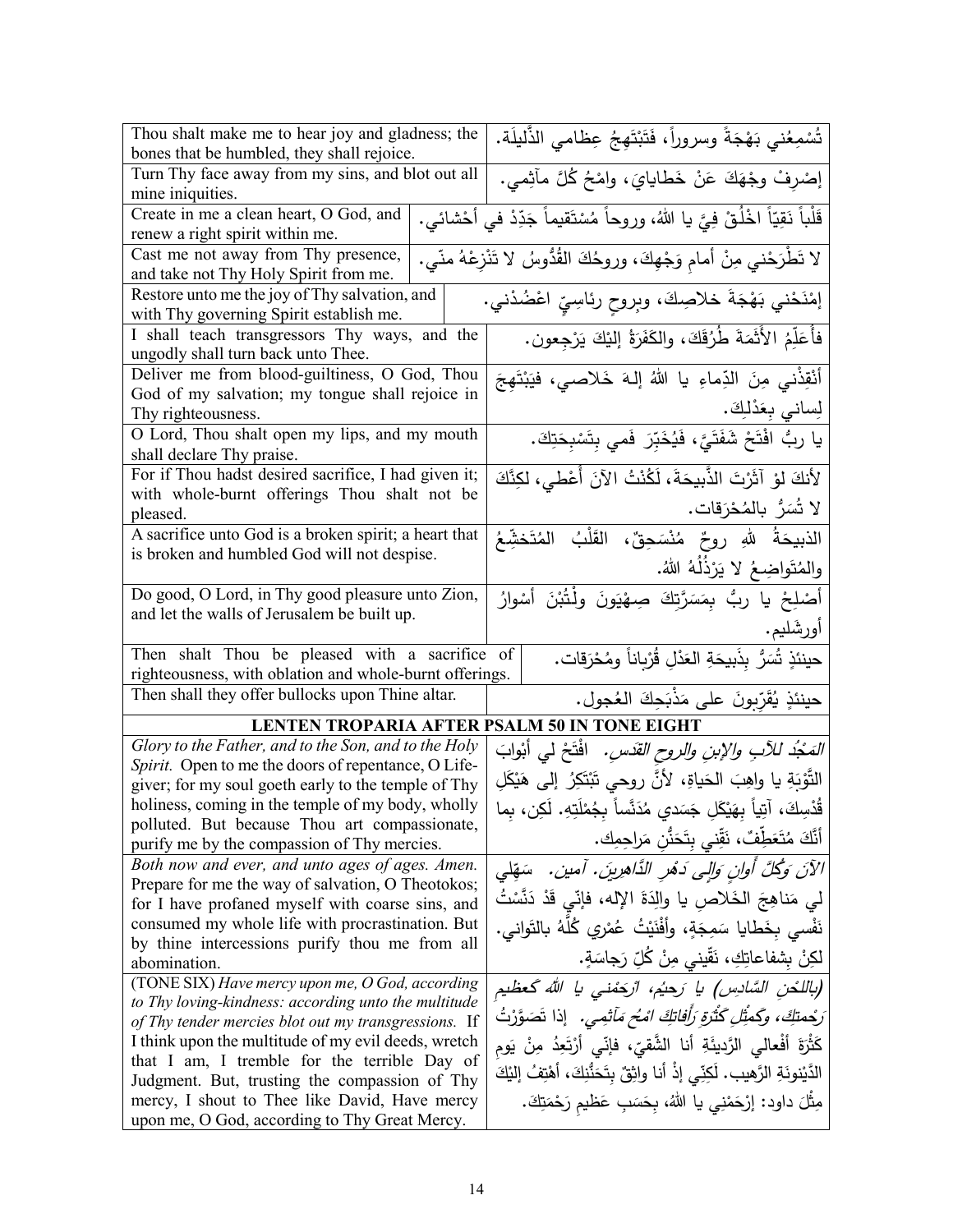| | |
|---|---|
| Thou shalt make me to hear joy and gladness; the bones that be humbled, they shall rejoice. | تُسْمِعُني بَهْجَةً وسروراً، فَتَبْتَهِجُ عِظامي الذَّليلَة. |
| Turn Thy face away from my sins, and blot out all mine iniquities. | إصْرِفْ وجْهَكَ عَنْ خَطايايَ، وامْحُ كُلَّ مآثِمي. |
| Create in me a clean heart, O God, and renew a right spirit within me. | قَلْباً نَقِيّاً اخْلُقْ فِيَّ يا اللهُ، وروحاً مُسْتَقيماً جَدِّدْ في أحْشائي. |
| Cast me not away from Thy presence, and take not Thy Holy Spirit from me. | لا تَطْرَحْني مِنْ أمامِ وَجْهِكَ، وروحُكَ القُدُّوسُ لا تَنْزِعْهُ منّي. |
| Restore unto me the joy of Thy salvation, and with Thy governing Spirit establish me. | إمْنَحْني بَهْجَةَ خلاصِكَ، وبِروحٍ رئاسِيٍّ اعْضُدْني. |
| I shall teach transgressors Thy ways, and the ungodly shall turn back unto Thee. | فأُعَلِّمُ الأَثَمَةَ طُرُقَكَ، والكَفَرَةُ إليْكَ يَرْجِعون. |
| Deliver me from blood-guiltiness, O God, Thou God of my salvation; my tongue shall rejoice in Thy righteousness. | أَنْقِذْني مِنَ الدِّماءِ يا اللهُ إلهَ خَلاصي، فيَبْتَهِجَ لِساني بِعَدْلِكَ. |
| O Lord, Thou shalt open my lips, and my mouth shall declare Thy praise. | يا ربُّ افْتَحْ شَفَتَيَّ، فَيُخَبِّرَ فَمي بِتَسْبِحَتِكَ. |
| For if Thou hadst desired sacrifice, I had given it; with whole-burnt offerings Thou shalt not be pleased. | لأنكَ لوْ آثَرْتَ الذَّبيحَةَ، لَكُنْتُ الآنَ أُعْطي، لكِنَّكَ لا تُسَرُّ بالمُحْرَقات. |
| A sacrifice unto God is a broken spirit; a heart that is broken and humbled God will not despise. | الذبيحَةُ للهِ روحٌ مُنْسَحِقٌ، القَلْبُ المُتَخَشِّعُ والمُتَواضِعُ لا يَرْذُلُهُ اللهُ. |
| Do good, O Lord, in Thy good pleasure unto Zion, and let the walls of Jerusalem be built up. | أَصْلِحْ يا ربُّ بِمَسَرَّتِكَ صِهْيَونَ ولْتُبْنَ أسْوارُ أورشَليم. |
| Then shalt Thou be pleased with a sacrifice of righteousness, with oblation and whole-burnt offerings. | حينئذٍ تُسَرُّ بِذَبيحَةِ العَدْلِ قُرْباناً ومُحْرَقات. |
| Then shall they offer bullocks upon Thine altar. | حينئذٍ يُقَرِّبونَ على مَذْبَحِكَ العُجول. |
| **LENTEN TROPARIA AFTER PSALM 50 IN TONE EIGHT** | |
| *Glory to the Father, and to the Son, and to the Holy Spirit.* Open to me the doors of repentance, O Life-giver; for my soul goeth early to the temple of Thy holiness, coming in the temple of my body, wholly polluted. But because Thou art compassionate, purify me by the compassion of Thy mercies. | *المَجْدُ للآبِ والإبنِ والروحِ القدس.* افْتَحْ لي أبْوابَ التَّوْبَةِ يا واهِبَ الحَياةِ، لأنَّ روحي تَبْتَكِرُ إلى هَيْكَلِ قُدْسِكَ، آتِياً بِهَيْكَلِ جَسَدي مُدَنَّساً بِجُمْلَتِهِ. لَكِن، بِما أَنَّكَ مُتَعَطِّفٌ، نَقِّني بِتَحَنُّنِ مَراحِمِك. |
| *Both now and ever, and unto ages of ages. Amen.* Prepare for me the way of salvation, O Theotokos; for I have profaned myself with coarse sins, and consumed my whole life with procrastination. But by thine intercessions purify thou me from all abomination. | *الآنَ وَكُلَّ أَوانٍ وَإِلى دَهْرِ الدَّاهِرِينَ. آمين.* سَهِّلي لي مَناهِجَ الخَلاصِ يا والِدَةَ الإله، فإنّي قَدْ دَنَّسْتُ نَفْسي بِخَطايا سَمِجَةٍ، وأفْنَيْتُ عُمْري كُلَّهُ بالتَواني. لكِنْ بِشفاعاتِكِ، نَقّيني مِنْ كُلِّ رَجاسَةٍ. |
| (TONE SIX) *Have mercy upon me, O God, according to Thy loving-kindness: according unto the multitude of Thy tender mercies blot out my transgressions.* If I think upon the multitude of my evil deeds, wretch that I am, I tremble for the terrible Day of Judgment. But, trusting the compassion of Thy mercy, I shout to Thee like David, Have mercy upon me, O God, according to Thy Great Mercy. | *(باللحنِ السَّادِس) يا رَحيمُ، ارْحَمْني يا اللهُ كعظيمِ رَحْمتِكَ، وكَمِثْلِ كَثْرَةِ رَأْفاتِكَ امْحُ مَآثِمي.* إذا تَصَوَّرْتُ كَثْرَةَ أفْعالي الرَّديئَةِ أنا الشَّقيّ، فإنّي أرْتَعِدُ مِنْ يَومِ الدَّيْنونَةِ الرَّهيب. لَكِنّي إذْ أنا واثِقٌ بِتَحَنُّنِكَ، أهْتِفُ إليْكَ مِثْلَ داود: إرْحَمْني يا اللهُ، بِحَسَبِ عَظيمِ رَحْمَتِكَ. |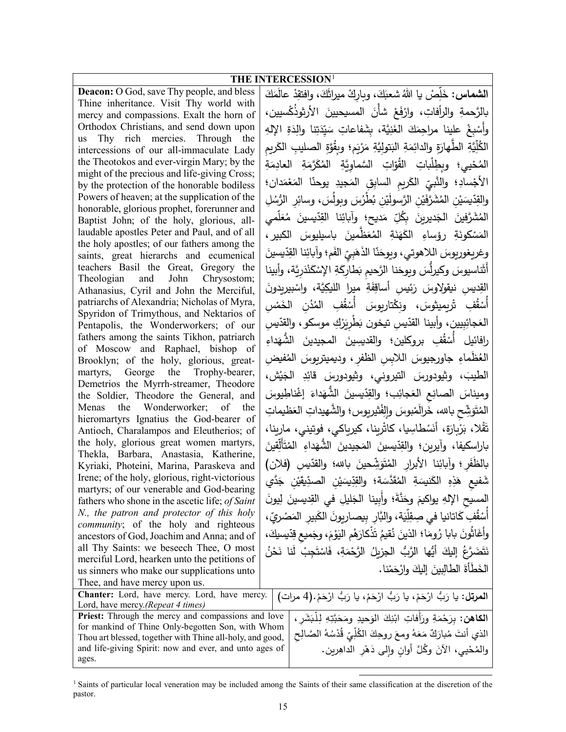## THE INTERCESSION[1]

| | |
|---|---|
| **Deacon:** O God, save Thy people, and bless Thine inheritance. Visit Thy world with mercy and compassions. Exalt the horn of Orthodox Christians, and send down upon us Thy rich mercies. Through the intercessions of our all-immaculate Lady the Theotokos and ever-virgin Mary; by the might of the precious and life-giving Cross; by the protection of the honorable bodiless Powers of heaven; at the supplication of the honorable, glorious prophet, forerunner and Baptist John; of the holy, glorious, all-laudable apostles Peter and Paul, and of all the holy apostles; of our fathers among the saints, great hierarchs and ecumenical teachers Basil the Great, Gregory the Theologian and John Chrysostom; Athanasius, Cyril and John the Merciful, patriarchs of Alexandria; Nicholas of Myra, Spyridon of Trimythous, and Nektarios of Pentapolis, the Wonderworkers; of our fathers among the saints Tikhon, patriarch of Moscow and Raphael, bishop of Brooklyn; of the holy, glorious, great-martyrs, George the Trophy-bearer, Demetrios the Myrrh-streamer, Theodore the Soldier, Theodore the General, and Menas the Wonderworker; of the hieromartyrs Ignatius the God-bearer of Antioch, Charalampos and Eleutherios; of the holy, glorious great women martyrs, Thekla, Barbara, Anastasia, Katherine, Kyriaki, Photeini, Marina, Paraskeva and Irene; of the holy, glorious, right-victorious martyrs; of our venerable and God-bearing fathers who shone in the ascetic life; *of Saint N., the patron and protector of this holy community*; of the holy and righteous ancestors of God, Joachim and Anna; and of all Thy Saints: we beseech Thee, O most merciful Lord, hearken unto the petitions of us sinners who make our supplications unto Thee, and have mercy upon us. | **الشماس:** خَلِّصْ يا اللهُ شعبَكَ، وبارِكْ ميراثَكَ، وافتقِدْ عالَمَكَ بالرَّحمةِ والرأفاتِ، وارْفَعْ شأْنَ المسيحيينَ الأرثوذُكْسيين، وأَسْبِغْ علينا مراحِمَكَ الغَنِيَّة، بِشَفاعاتِ سَيِّدَتِنا والِدَةِ الإلهِ الكُلِّيَّةِ الطَّهارَةِ والدائِمَةِ البَتوليَّةِ مَرْيَم؛ وبِقُوَّةِ الصليبِ الكَريمِ المُحْيي؛ وبِطِلْباتِ القُوّاتِ السَّماوِيَّةِ المُكَرَّمَةِ العادِمَةِ الأجْسادِ؛ والنَّبِيِّ الكَريمِ السابِقِ المَجيدِ يوحنّا المَعْمَدان؛ والقِدّيسَيْنِ المُشَرَّفَيْنِ الرَّسولَيْنِ بُطْرُسَ وبولُسَ، وسائِرِ الرُّسُلِ المُشَرَّفينَ الجَديرينَ بِكُلِّ مَديح؛ وآبائِنا القِدّيسينَ مُعَلِّمي المَسْكونَةِ رؤساءِ الكَهَنَةِ المُعَظَّمينَ باسيليوسَ الكبير، وغريغوريوسَ اللاهوتي، ويوحَنّا الذَهَبِيِّ الفَم؛ وآبائِنا القِدّيسينَ أَثَناسيوسَ وكيرلُّسَ ويوحَنا الرَّحيمِ بَطارِكَةِ الإسْكَنْدَرِيَّة، وأبينا القِديسِ نيقولاوسَ رَئيسِ أساقِفَةِ ميرا الليكِيَّة، واسْبيريدونَ أُسْقُفِ تْريميثوس، ونِكْتاريوسَ أُسْقُفِ المُدُنِ الخَمْسِ العَجائِبِيين، وأبينا القدّيسِ تيخون بَطْرِيَرْكِ موسكو، والقدّيسِ رافائيل أُسْقُفِ بروكلين؛ والقديسِينَ المجيدينَ الشُّهَداءِ العُظَماءِ جاورجيوسَ اللابِسِ الظفرِ، وديميتريوسَ المُفيضِ الطيبَ، وثيودورسَ التيروني، وثيودورسَ قائِدِ الجَيْش، ومِيناسَ الصانِعِ العَجائِب؛ والقِدّيسينَ الشُّهَداءَ إغْناطِيوسَ المُتَوَشِّحِ بالله، خَرالَمْبوسَ وإلْفْثيريوس؛ والشَّهيداتِ العَظيماتِ تَقْلا، بَرْبارَة، أَنَسْطاسِيا، كاثْرينا، كيرياكي، فوتيني، مارينا، باراسكيفا، وآيرين؛ والقِدّيسينَ المَجيدينَ الشُّهَداءِ المُتَأَلِّقينَ بالظَفَر؛ وآبائِنا الأبرارِ المُتَوَشِّحينَ بالله؛ والقدّيسِ (فلان) شَفيعِ هَذِهِ الكَنيسَةِ المُقَدَّسَة؛ والقِدّيسَيْنِ الصدِّيقَيْنِ جَدَّي المسيحِ الإلهِ يواكيمَ وحَنَّةَ؛ وأَبينا الجَليلِ في القِديسينَ ليونَ أُسْقُفِ كَاتانيا في صِقِلِّيَة، والبَّارِ بيصاريونَ الكَبيرِ المَصْرِيّ، وأَغَاثُونَ بابا رُومَا؛ الذينَ نُقيمُ تَذْكارَهُم اليَوْمَ، وجَميعِ قِدّيسيكَ، نَتَضَرَّعُ إليكَ أيُّها الرَّبُّ الجزيلُ الرَّحْمَةِ، فَاسْتَجِبْ لَنا نَحْنُ الخَطَأَة الطالِبينَ إليكَ وارْحَمْنا. |
| **Chanter:** Lord, have mercy. Lord, have mercy. Lord, have mercy.*(Repeat 4 times)* | **المرتل:** يا رَبُّ ارْحَمْ، يا رَبُّ ارْحَمْ، يا رَبُّ ارْحَمْ.(4 مرات) |
| **Priest:** Through the mercy and compassions and love for mankind of Thine Only-begotten Son, with Whom Thou art blessed, together with Thine all-holy, and good, and life-giving Spirit: now and ever, and unto ages of ages. | **الكاهن:** بِرَحْمَةِ ورَأَفاتِ ابْنِكَ الوَحيدِ ومَحَبَّتِهِ لِلْبَشَرِ، الذي أنتَ مُبارَكٌ مَعَهُ ومعَ روحِكَ الكُلِّيِّ قُدْسُهُ الصَّالِحِ والمُحْيي، الآنَ وكُلَّ أوانٍ وإلى دَهْرِ الداهِرين. |

[1] Saints of particular local veneration may be included among the Saints of their same classification at the discretion of the pastor.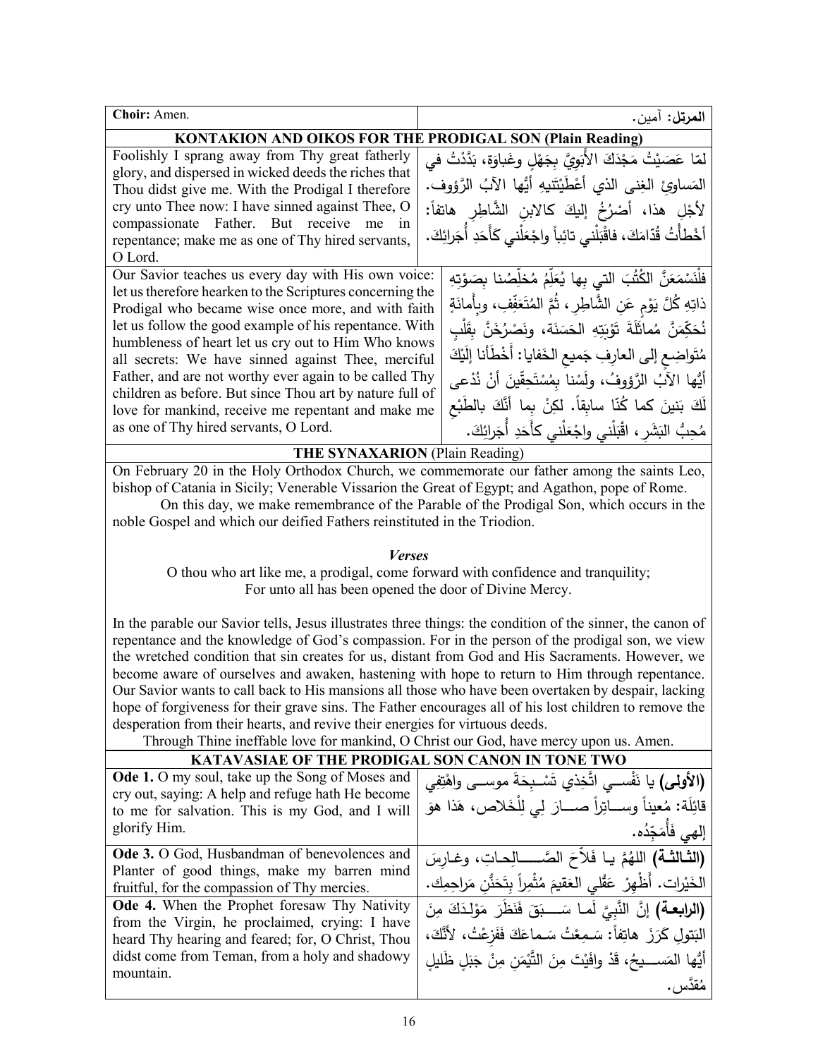| **Choir:** Amen. | **المرتل:** آمين. |
|---|---|
| **KONTAKION AND OIKOS FOR THE PRODIGAL SON (Plain Reading)** | |
| Foolishly I sprang away from Thy great fatherly glory, and dispersed in wicked deeds the riches that Thou didst give me. With the Prodigal I therefore cry unto Thee now: I have sinned against Thee, O compassionate Father. But receive me in repentance; make me as one of Thy hired servants, O Lord. | لمّا عَصَيْتُ مَجْدَكَ الأَبَوِيَّ بِجَهْلٍ وغَباوَة، بَدَّدْتُ في المَساوِئِ الغِنى الذي أَعْطَيْتَنيهِ أَيُّها الآبُ الرَّؤوف. لأجْلِ هذا، أَصْرُخُ إليكَ كالابنِ الشَّاطِرِ هاتفاً: أخْطأْتُ قُدّامَكَ، فاقْبَلْني تائِباً واجْعَلْني كَأَحَدِ أُجَرائِكَ. |
| Our Savior teaches us every day with His own voice: let us therefore hearken to the Scriptures concerning the Prodigal who became wise once more, and with faith let us follow the good example of his repentance. With humbleness of heart let us cry out to Him Who knows all secrets: We have sinned against Thee, merciful Father, and are not worthy ever again to be called Thy children as before. But since Thou art by nature full of love for mankind, receive me repentant and make me as one of Thy hired servants, O Lord. | فلْنَسْمَعَنَّ الكُتُبَ التي بِها يُعَلِّمُ مُخلِّصُنا بِصَوْتِهِ ذاتِهِ كُلَّ يَوْمٍ عَنِ الشَّاطِرِ، ثُمَّ المُتَعَفِّفِ، وبِأَمانَةٍ نُحَكِّمَنَّ مُماثَلَةَ تَوْبَتِهِ الحَسَنَة، ونَصْرُخَنَّ بِقَلْبٍ مُتَواضِعٍ إلى العارِفِ جَميعِ الخَفايا: أَخْطأْنا إِلَيْكَ أيُّها الآبُ الرَّؤوفُ، ولَسْنا بِمُسْتَحِقّينَ أَنْ نُدْعى لَكَ بَنينَ كما كُنّا سابِقاً. لكِنْ بِما أَنَّكَ بالطَّبْعِ مُحِبُّ البَشَرِ، اقْبَلْني واجْعَلْني كَأَحَدِ أُجَرائِكَ. |

**THE SYNAXARION** (Plain Reading)

On February 20 in the Holy Orthodox Church, we commemorate our father among the saints Leo, bishop of Catania in Sicily; Venerable Vissarion the Great of Egypt; and Agathon, pope of Rome.

On this day, we make remembrance of the Parable of the Prodigal Son, which occurs in the noble Gospel and which our deified Fathers reinstituted in the Triodion.

***Verses***

O thou who art like me, a prodigal, come forward with confidence and tranquility;
For unto all has been opened the door of Divine Mercy.

In the parable our Savior tells, Jesus illustrates three things: the condition of the sinner, the canon of repentance and the knowledge of God's compassion. For in the person of the prodigal son, we view the wretched condition that sin creates for us, distant from God and His Sacraments. However, we become aware of ourselves and awaken, hastening with hope to return to Him through repentance. Our Savior wants to call back to His mansions all those who have been overtaken by despair, lacking hope of forgiveness for their grave sins. The Father encourages all of his lost children to remove the desperation from their hearts, and revive their energies for virtuous deeds.

Through Thine ineffable love for mankind, O Christ our God, have mercy upon us. Amen.

| **KATAVASIAE OF THE PRODIGAL SON CANON IN TONE TWO** | |
|---|---|
| **Ode 1.** O my soul, take up the Song of Moses and cry out, saying: A help and refuge hath He become to me for salvation. This is my God, and I will glorify Him. | **(الأولى)** يا نَفْسي اتَّخِذي تَسْبِحَةَ موسى واهْتِفي قائِلَة: مُعيناً وساتِراً صارَ لي لِلْخَلاص، هَذا هوَ إلهي فَأُمَجِّدُه. |
| **Ode 3.** O God, Husbandman of benevolences and Planter of good things, make my barren mind fruitful, for the compassion of Thy mercies. | **(الثالثة)** اللهُمَّ يا فَلاّحَ الصّالِحاتِ، وغارِسَ الخَيْرات. أَظْهِرْ عَقْلي العَقيمَ مُثْمِراً بِتَحَنُّنِ مَراحِمِك. |
| **Ode 4.** When the Prophet foresaw Thy Nativity from the Virgin, he proclaimed, crying: I have heard Thy hearing and feared; for, O Christ, Thou didst come from Teman, from a holy and shadowy mountain. | **(الرابعة)** إنَّ النَّبِيَّ لَما سَبَقَ فَنَظَرَ مَوْلِدَكَ مِنَ البَتولِ كَرَزَ هاتِفاً: سَمِعْتُ سَماعَكَ فَفَزِعْتُ، لأنَّكَ، أيُّها المَسيحُ، قَدْ وافَيْتَ مِنَ التَّيْمَنِ مِنْ جَبَلٍ ظَليلٍ مُقَدَّس. |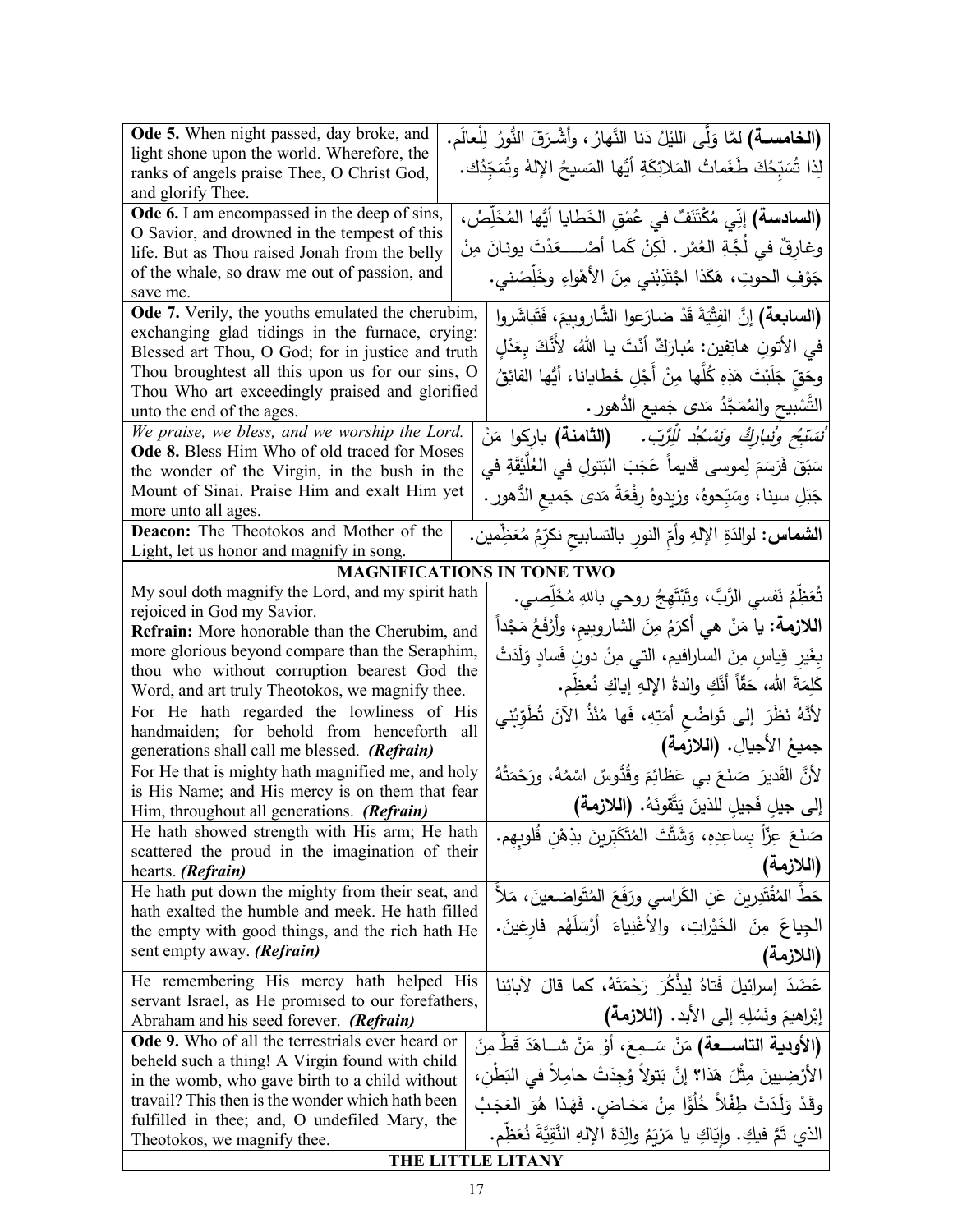| English | Arabic |
|---|---|
| **Ode 5.** When night passed, day broke, and light shone upon the world. Wherefore, the ranks of angels praise Thee, O Christ God, and glorify Thee. | **(الخامسة)** لمَّا وَلَّى الليْلُ دَنا النَّهارُ، وأشْرَقَ النُّورُ لِلْعالَم. لِذا تُسَبِّحُكَ طَغَماتُ المَلائِكَةِ أيُّها المَسيحُ الإلهُ وتُمَجِّدُك. |
| **Ode 6.** I am encompassed in the deep of sins, O Savior, and drowned in the tempest of this life. But as Thou raised Jonah from the belly of the whale, so draw me out of passion, and save me. | **(السادسة)** إنّي مُكْتَنَفٌ في عُمْقِ الخَطايا أيُّها المُخَلِّص، وغارِقٌ في لُجَّةِ العُمْر. لَكِنْ كَما أصْعَدْتَ يونانَ مِنْ جَوْفِ الحوتِ، هَكَذا اجْتَذِبْني مِنَ الأهْواءِ وخَلِّصْني. |
| **Ode 7.** Verily, the youths emulated the cherubim, exchanging glad tidings in the furnace, crying: Blessed art Thou, O God; for in justice and truth Thou broughtest all this upon us for our sins, O Thou Who art exceedingly praised and glorified unto the end of the ages. | **(السابعة)** إنَّ الفِتْيَةَ قَدْ ضارَعوا الشَّاروبيمَ، فَتَباشَروا في الأتونِ هاتِفين: مُبارَكٌ أنْتَ يا الله، لأنَّكَ بِعَدْلٍ وحَقٍ جَلَبْتَ هَذِهِ كُلَّها مِنْ أَجْلِ خَطايانا، أيُّها الفائِقُ التَّسْبيحِ والمُمَجَّدُ مَدى جَميعِ الدُّهور. |
| *We praise, we bless, and we worship the Lord.* **Ode 8.** Bless Him Who of old traced for Moses the wonder of the Virgin, in the bush in the Mount of Sinai. Praise Him and exalt Him yet more unto all ages. | *نُسَبِّحُ ونُبارِكُ ونَسْجُدُ لِلْرَّبّ.* **(الثامنة)** باركوا مَنْ سَبَقَ فَرَسَمَ لِموسى قَديماً عَجَبَ البَتولِ في العُلَّيْقَةِ في جَبَلِ سينا، وسَبِّحوهُ، وزيدوهُ رِفْعَةً مَدى جَميعِ الدُّهور. |
| **Deacon:** The Theotokos and Mother of the Light, let us honor and magnify in song. | **الشماس:** لوالدَةِ الإلهِ وأمِّ النورِ بالتسابيحِ نكرِّمُ مُعَظِّمين. |
| **MAGNIFICATIONS IN TONE TWO** | |
| My soul doth magnify the Lord, and my spirit hath rejoiced in God my Savior. **Refrain:** More honorable than the Cherubim, and more glorious beyond compare than the Seraphim, thou who without corruption bearest God the Word, and art truly Theotokos, we magnify thee. | تُعَظِّمُ نَفسي الرَّبَّ، وتَبْتَهِجُ روحي باللهِ مُخَلِّصي. **اللازمة:** يا مَنْ هي أكرَمُ مِنَ الشاروبيمِ، وأرْفَعُ مَجْداً بِغَيرِ قِياسٍ مِنَ السارافيم، التي مِنْ دونِ فَسادٍ وَلَدَتْ كَلِمَةَ الله، حَقّاً أنَّكِ والدةُ الإلهِ إياكِ نُعظِّم. |
| For He hath regarded the lowliness of His handmaiden; for behold from henceforth all generations shall call me blessed. ***(Refrain)*** | لأنَّهُ نَظَرَ إلى تَواضُعِ أمَتِهِ، فَها مُنْذُ الآنَ تُطَوِّبُني جميعُ الأجيالِ. **(اللازمة)** |
| For He that is mighty hath magnified me, and holy is His Name; and His mercy is on them that fear Him, throughout all generations. ***(Refrain)*** | لأنَّ القَديرَ صَنَعَ بي عَظائِمَ وقُدُّوسٌ اسْمُهُ، ورَحْمَتُهُ إلى جيلٍ فَجيلٍ للذينَ يَتَّقونَهُ. **(اللازمة)** |
| He hath showed strength with His arm; He hath scattered the proud in the imagination of their hearts. ***(Refrain)*** | صَنَعَ عِزّاً بِساعِدِهِ، وَشَتَّتَ المُتَكَبِّرينَ بذِهْنِ قُلوبِهِم. **(اللازمة)** |
| He hath put down the mighty from their seat, and hath exalted the humble and meek. He hath filled the empty with good things, and the rich hath He sent empty away. ***(Refrain)*** | حَطَّ المُقْتَدِرينَ عَنِ الكَراسي ورَفَعَ المُتَواضِعينَ، مَلأَ الجِياعَ مِنَ الخَيْراتِ، والأغْنِياءَ أرْسَلَهُم فارِغينَ. **(اللازمة)** |
| He remembering His mercy hath helped His servant Israel, as He promised to our forefathers, Abraham and his seed forever. ***(Refrain)*** | عَضَدَ إسرائيلَ فَتاهُ لِيذْكُرَ رَحْمَتَهُ، كما قالَ لآبائِنا إبْراهيمَ ونَسْلِهِ إلى الأبد. **(اللازمة)** |
| **Ode 9.** Who of all the terrestrials ever heard or beheld such a thing! A Virgin found with child in the womb, who gave birth to a child without travail? This then is the wonder which hath been fulfilled in thee; and, O undefiled Mary, the Theotokos, we magnify thee. | **(الأودية التاسعة)** مَنْ سَمِعَ، أوْ مَنْ شاهَدَ قَطُّ مِنَ الأرْضِيينَ مِثْلَ هَذا؟ إنَّ بَتولاً وُجِدَتْ حامِلاً في البَطْنِ، وقَدْ وَلَدَتْ طِفْلاً خُلُوًّا مِنْ مَخاضٍ. فَهَذا هُوَ العَجَبُ الذي تَمَّ فيكِ. وإيّاكِ يا مَرْيَمُ والِدَةَ الإلهِ النَّقِيَّةَ نُعَظِّم. |
| **THE LITTLE LITANY** | |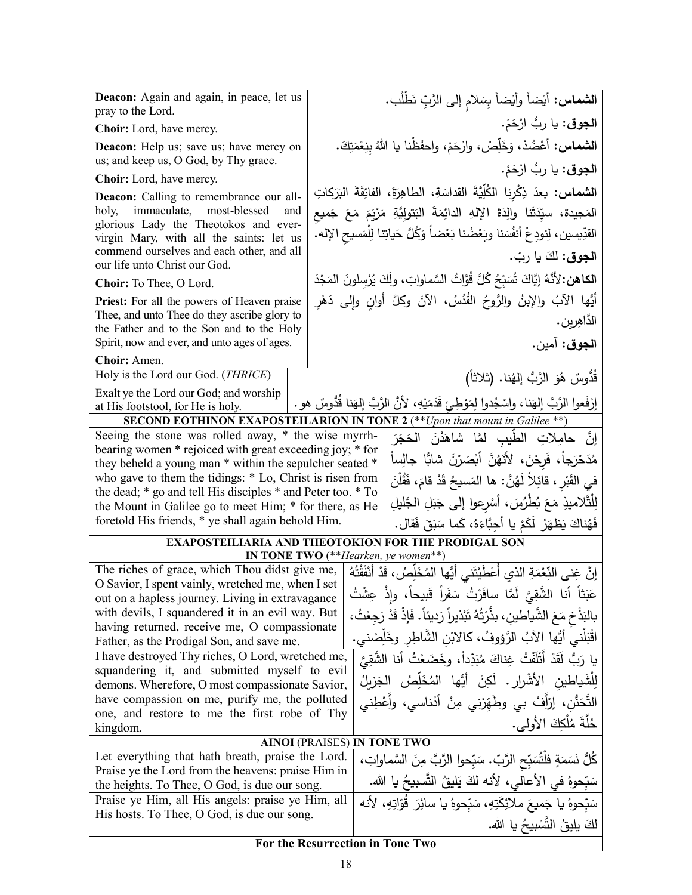| | |
|---|---|
| **Deacon:** Again and again, in peace, let us pray to the Lord. | **الشماس:** أَيْضاً وأَيْضاً بِسَلامٍ إلى الرَّبِّ نَطْلُب. |
| **Choir:** Lord, have mercy. | **الجوق:** يا ربُّ ارْحَمْ. |
| **Deacon:** Help us; save us; have mercy on us; and keep us, O God, by Thy grace. | **الشماس:** أَعْضُدْ، وَخَلِّصْ، وارْحَمْ، واحفَظْنا يا اللهُ بِنِعْمَتِكَ. |
| **Choir:** Lord, have mercy. | **الجوق:** يا ربُّ ارْحَمْ. |
| **Deacon:** Calling to remembrance our all-holy, immaculate, most-blessed and glorious Lady the Theotokos and ever-virgin Mary, with all the saints: let us commend ourselves and each other, and all our life unto Christ our God. | **الشماس:** بعدَ ذِكْرِنا الكُلِّيَّةَ القداسَةِ، الطاهِرَةَ، الفائِقَةَ البَرَكاتِ المَجيدة، سيِّدَتَنا والِدَةَ الإِلهِ الدائِمَةَ البَتوليَّةِ مَرْيَمَ مَعَ جَميعِ القدِّيسين، لِنودِعْ أنفُسَنا وبَعْضُنا بَعْضاً وَكُلَّ حَياتِنا لِلْمَسيحِ الإله. |
| **Choir:** To Thee, O Lord. | **الجوق:** لكَ يا ربّ. |
| **Priest:** For all the powers of Heaven praise Thee, and unto Thee do they ascribe glory to the Father and to the Son and to the Holy Spirit, now and ever, and unto ages of ages. | **الكاهن:** لأنَّهُ إيَّاكَ تُسَبِّحُ كُلُّ قُوَّاتُ السَّماواتِ، ولَكَ يُرْسِلونَ المَجْدَ أيُّها الآبُ والإبنُ والرُّوحُ القُدُسُ، الآنَ وكلَّ أوانٍ وإلى دَهْرِ الدَّاهِرين. |
| **Choir:** Amen. | **الجوق:** آمين. |
| Holy is the Lord our God. (*THRICE*) | قُدُّوسٌ هُوَ الرَّبُّ إلهُنا. (ثلاثاً) |
| Exalt ye the Lord our God; and worship at His footstool, for He is holy. | إرْفَعوا الرَّبَّ إلهَنا، واسْجُدوا لِمَوْطِئِ قَدَمَيْهِ، لأنَّ الرَّبَّ إلهَنا قُدُّوسٌ هو. |

**SECOND EOTHINON EXAPOSTEILARION IN TONE 2** (***Upon that mount in Galilee*** **)

| | |
|---|---|
| Seeing the stone was rolled away, * the wise myrrh-bearing women * rejoiced with great exceeding joy; * for they beheld a young man * within the sepulcher seated * who gave to them the tidings: * Lo, Christ is risen from the dead; * go and tell His disciples * and Peter too. * To the Mount in Galilee go to meet Him; * for there, as He foretold His friends, * ye shall again behold Him. | إنَّ حامِلاتِ الطّيبِ لمَّا شاهَدْنَ الحَجَرَ مُدَحْرَجاً، فَرِحْنَ، لأَنَهُنَّ أبْصَرْنَ شابًّا جالِساً في القَبْرِ، قائِلاً لَهُنَّ: ها المَسيحُ قَدْ قامَ، فَقُلْنَ لِلْتَّلاميذِ مَعَ بُطْرُسَ، أسْرِعوا إلى جَبَلِ الجَليلِ فَهُناكَ يَظهَرُ لَكَمْ يا أحِبَّاءَهُ، كَما سَبَقَ فَقال. |

**EXAPOSTEILIARIA AND THEOTOKION FOR THE PRODIGAL SON IN TONE TWO** (***Hearken, ye women***)

| | |
|---|---|
| The riches of grace, which Thou didst give me, O Savior, I spent vainly, wretched me, when I set out on a hapless journey. Living in extravagance with devils, I squandered it in an evil way. But having returned, receive me, O compassionate Father, as the Prodigal Son, and save me. | إنَّ غِنى النِّعْمَةِ الذي أَعْطَيْتَني أيُّها المُخَلِّصُ، قَدْ أنْفَقْتُهُ عَبَثاً أنا الشَّقِيَّ لَمَّا سافَرْتُ سَفَراً قَبيحاً، وإذْ عِشْتُ بالبَذْخِ مَعَ الشَّياطين، بذَّرْتُهُ تَبْذيراً رَديئاً. فإذْ قَدْ رَجِعْتُ، اقْبَلْني أيُّها الآبُ الرَّؤوفُ، كالابْنِ الشَّاطِرِ وخَلِّصْني. |
| I have destroyed Thy riches, O Lord, wretched me, squandering it, and submitted myself to evil demons. Wherefore, O most compassionate Savior, have compassion on me, purify me, the polluted one, and restore to me the first robe of Thy kingdom. | يا رَبُّ لَقَدْ أَتْلَفْتُ غِناكَ مُبَدِّداً، وخَضَعْتُ أنا الشَّقِيَّ لِلْشَياطينِ الأشْرار. لَكِنْ أيُّها المُخَلِّصُ الجَزيلُ التَّحَنُّنِ، إرْأَفْ بي وطَهِّرْني مِنْ أدْناسي، وأَعْطِني حُلَّةَ مُلْكِكَ الأولى. |

**AINOI (PRAISES) IN TONE TWO**

| | |
|---|---|
| Let everything that hath breath, praise the Lord. Praise ye the Lord from the heavens: praise Him in the heights. To Thee, O God, is due our song. | كُلُّ نَسَمَةٍ فلْتُسَبِّحِ الرَّبَّ. سَبِّحوا الرَّبَّ مِنَ السَّماواتِ، سَبِّحوهُ في الأعالي، لأنه لكَ يَليقُ التَّسبيحُ يا الله. |
| Praise ye Him, all His angels: praise ye Him, all His hosts. To Thee, O God, is due our song. | سَبِّحوهُ يا جَميعَ ملائِكَتِهِ، سَبِّحوهُ يا سائِرَ قُوّاتِهِ، لأنه لكَ يليقُ التَّسْبيحُ يا الله. |

**For the Resurrection in Tone Two**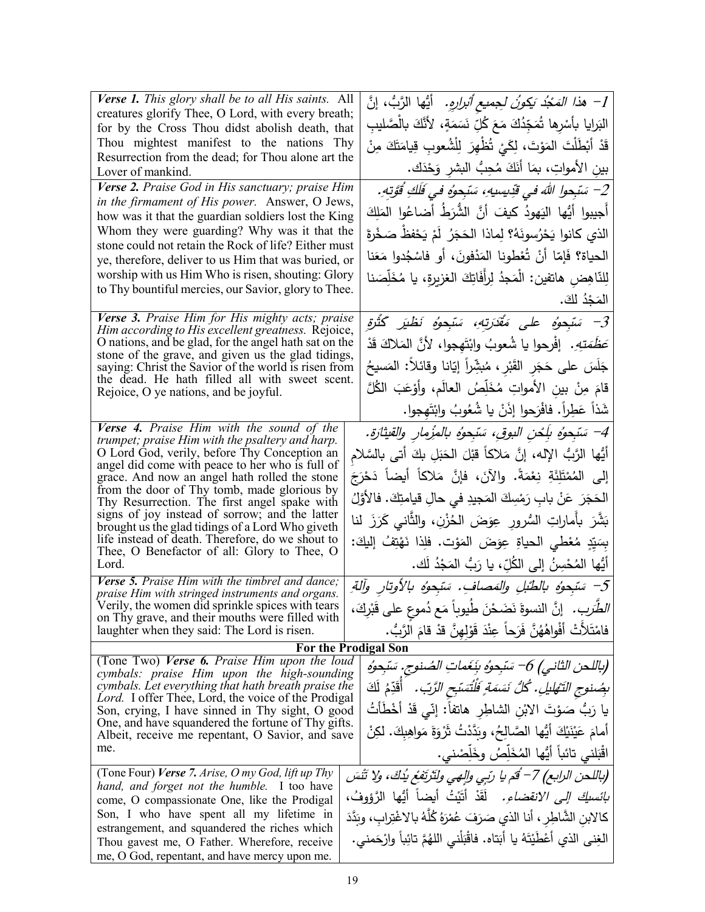| English | Arabic |
|---|---|
| ***Verse 1.*** *This glory shall be to all His saints.* All creatures glorify Thee, O Lord, with every breath; for by the Cross Thou didst abolish death, that Thou mightest manifest to the nations Thy Resurrection from the dead; for Thou alone art the Lover of mankind. | *1- هذا المَجْدُ يَكونُ لجميعِ أبرارِهِ.* أيُّها الرَّبُّ، إنَّ البَرايا بأسْرِها تُمَجِّدُكَ مَعَ كُلِّ نَسَمَةٍ، لأنَّكَ بالْصَّليبِ قَدْ أبْطَلْتَ المَوْتَ، لِكَيْ تُظْهِرَ لِلْشُعوبِ قِيامَتَكَ مِنْ بينِ الأمواتِ، بمَا أنَكَ مُحِبُّ البشرِ وَحْدَكَ. |
| ***Verse 2.*** *Praise God in His sanctuary; praise Him in the firmament of His power.* Answer, O Jews, how was it that the guardian soldiers lost the King Whom they were guarding? Why was it that the stone could not retain the Rock of life? Either must ye, therefore, deliver to us Him that was buried, or worship with us Him Who is risen, shouting: Glory to Thy bountiful mercies, our Savior, glory to Thee. | *2- سَبِّحوا اللهَ في قِدّيسيهِ، سَبِّحوهُ في فَلَكِ قُوَّتِهِ.* أَجيبوا أيُّها اليَهودُ كيفَ أنَّ الشُّرَطُ أضاعُوا المَلِكَ الذي كانوا يَحْرُسونَهُ؟ لِماذا الحَجَرُ لَمْ يَحْفَظْ صَخْرَةَ الحياة؟ فَإمّا أنْ تُعْطونا المَدْفونَ، أو فاسْجُدوا مَعَنا لِلنّاهِضِ هاتفين: الْمَجدُ لِرأَفَاتِكَ الغزيرةِ، يا مُخَلِّصَنا المَجْدُ لكَ. |
| ***Verse 3.*** *Praise Him for His mighty acts; praise Him according to His excellent greatness.* Rejoice, O nations, and be glad, for the angel hath sat on the stone of the grave, and given us the glad tidings, saying: Christ the Savior of the world is risen from the dead. He hath filled all with sweet scent. Rejoice, O ye nations, and be joyful. | *3- سَبِّحوهُ على مَقْدَرَتِهِ، سَبِّحوهُ نَظيرَ كَثْرَةِ عَظَمَتِهِ.* إفْرَحوا يا شُعوبُ وابْتَهِجوا، لأنَّ المَلاكَ قَدْ جَلَسَ على حَجَرِ القَبْرِ، مُبَشِّراً إيّانا وقائلاً: المَسيحُ قامَ مِنْ بينِ الأمواتِ مُخَلِّصُ العالَمِ، وأوْعَبَ الكُلَّ شَذاً عَطِراً. فافْرَحوا إذَنْ يا شُعُوبُ وابْتَهِجوا. |
| ***Verse 4.*** *Praise Him with the sound of the trumpet; praise Him with the psaltery and harp.* O Lord God, verily, before Thy Conception an angel did come with peace to her who is full of grace. And now an angel hath rolled the stone from the door of Thy tomb, made glorious by Thy Resurrection. The first angel spake with signs of joy instead of sorrow; and the latter brought us the glad tidings of a Lord Who giveth life instead of death. Therefore, do we shout to Thee, O Benefactor of all: Glory to Thee, O Lord. | *4- سَبِّحوهُ بِلَحْنِ البوقِ، سَبِّحوهُ بالمِزْمارِ والقيثارَة.* أيُّها الرَّبُّ الإلهُ، إنَّ مَلاكاً قبْلَ الحَبَلِ بكَ أتى بالسَّلامِ إلى المُمْتَلِئَةِ نِعْمَةً. والآنَ، فإنَّ مَلاكاً أيضاً دَحْرَجَ الحَجَرَ عَنْ بابِ رَمْسِكَ المَجيدِ في حالِ قيامتِكَ. فالأوَّلُ بَشَّرَ بأماراتِ السُّرورِ عِوَضَ الحُزْنِ، والثّاني كَرَزَ لنا بِسَيِّدٍ مُعْطي الحياةِ عِوَضَ المَوْت. فلِذا نَهْتِفُ إليكَ: أيُّها المُحْسِنُ إلى الكُلِّ، يا رَبُّ المَجْدُ لَك. |
| ***Verse 5.*** *Praise Him with the timbrel and dance; praise Him with stringed instruments and organs.* Verily, the women did sprinkle spices with tears on Thy grave, and their mouths were filled with laughter when they said: The Lord is risen. | *5- سَبِّحوهُ بالطُّبْلِ والمَصافِ. سَبِّحوهُ بالأوتارِ وآلةِ الطَّرَبِ.* إنَّ النسوةَ نَضَحْنَ طُيوباً مَع دُموعٍ على قَبْرِكَ، فامْتَلأَتْ أفْواهُهُنَّ فَرَحاً عِنْدَ قَوْلِهِنَّ قدْ قامَ الرَّبُّ. |

**For the Prodigal Son**

| English | Arabic |
|---|---|
| (Tone Two) ***Verse 6.*** *Praise Him upon the loud cymbals: praise Him upon the high-sounding cymbals. Let everything that hath breath praise the Lord.* I offer Thee, Lord, the voice of the Prodigal Son, crying, I have sinned in Thy sight, O good One, and have squandered the fortune of Thy gifts. Albeit, receive me repentant, O Savior, and save me. | *(باللحن الثاني) 6- سَبِّحوهُ بِنَغَماتِ الصُنوجِ. سَبِّحوهُ بِصُنوجِ التَهْليلِ. كُلُّ نَسَمَةٍ فَلْتُسَبِّحِ الرَّبّ.* أُقَدِّمُ لَكَ يا رَبُّ صَوْتَ الابْنِ الشاطِرِ هاتفاً: إنّي قَدْ أخْطَأتُ أمامَ عَيْنَيْكَ أيُّها الصَّالِحُ، وبَدَّدْتُ ثَرْوَةَ مَواهِبِكَ. لكِنْ اقْبَلْني تائباً أيُّها المُخَلِّصُ وخَلِّصْني. |
| (Tone Four) ***Verse 7.*** *Arise, O my God, lift up Thy hand, and forget not the humble.* I too have come, O compassionate One, like the Prodigal Son, I who have spent all my lifetime in estrangement, and squandered the riches which Thou gavest me, O Father. Wherefore, receive me, O God, repentant, and have mercy upon me. | *(باللحن الرابع) 7- قُمْ يا رَبّي وإلهي ولتَرتَفِعْ يَدُكَ، ولا تَنْسَ بائسيكَ إلى الانقضاءِ.* لَقَدْ أتَيْتُ أيضاً أيُّها الرَّؤوفُ، كالابنِ الشَّاطِرِ، أنا الذي صَرَفَ عُمْرَهُ كُلَّهُ بالاغْتِرابِ، وبَدَّدَ الغِنى الذي أعْطَيْتَهُ يا أبَتاه. فاقْبَلْني اللهُمَّ تائباً وارْحَمني. |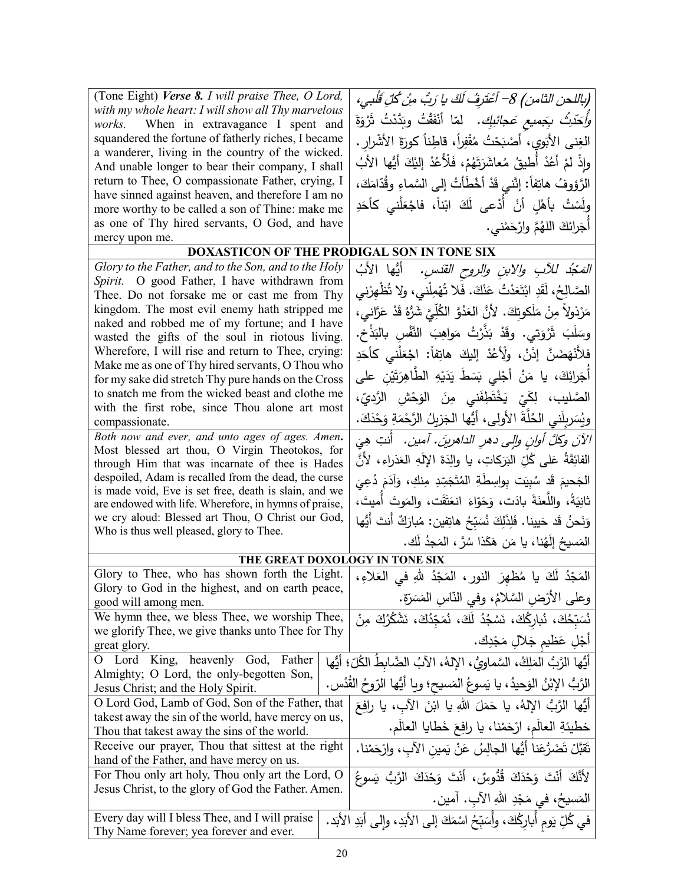| | |
|---|---|
| (Tone Eight) ***Verse 8.*** *I will praise Thee, O Lord, with my whole heart: I will show all Thy marvelous works.* When in extravagance I spent and squandered the fortune of fatherly riches, I became a wanderer, living in the country of the wicked. And unable longer to bear their company, I shall return to Thee, O compassionate Father, crying, I have sinned against heaven, and therefore I am no more worthy to be called a son of Thine: make me as one of Thy hired servants, O God, and have mercy upon me. | *(باللحن الثامن) 8– أَعْتَرِفُ لَكَ يا رَبُّ مِنْ كُلِّ قَلْبي، وأُحَدِّثُ بِجَميعِ عَجائِبِكَ.* لمّا أَنْفَقْتُ وبَدَّدْتُ ثَرْوَةَ الغِنى الأبوي، أَصْبَحْتُ مُقْفِراً، قاطِناً كورَةَ الأَشْرارِ. وإذْ لمْ أَعُدْ أُطيقُ مُعاشَرَتَهُمْ، فَلْأَعُدْ إليْكَ أَيُّها الأَبُ الرَّؤوفُ هاتِفاً: إنَّني قَدْ أَخْطَأْتُ إلى السَّماءِ وقُدّامَكَ، ولَسْتُ بأهْلٍ أنْ أُدْعى لَكَ ابْناً، فاجْعَلْني كأَحَدِ أُجَرائكَ اللهُمَّ وارْحَمْني. |
| **DOXASTICON OF THE PRODIGAL SON IN TONE SIX** | |
| *Glory to the Father, and to the Son, and to the Holy Spirit.* O good Father, I have withdrawn from Thee. Do not forsake me or cast me from Thy kingdom. The most evil enemy hath stripped me naked and robbed me of my fortune; and I have wasted the gifts of the soul in riotous living. Wherefore, I will rise and return to Thee, crying: Make me as one of Thy hired servants, O Thou who for my sake did stretch Thy pure hands on the Cross to snatch me from the wicked beast and clothe me with the first robe, since Thou alone art most compassionate. | *المَجْدُ للآبِ والابنِ والروحِ القدسِ.* أيُّها الأبُ الصَّالِحُ، لَقَدِ ابْتَعَدْتُ عَنْكَ. فَلا تُهْمِلْني، ولا تُظْهِرْني مَرْذولاً مِنْ مَلَكوتِكَ. لأنَّ العَدُوَّ الكُلِّيَّ شَرُّهُ قَدْ عَرَّاني، وسَلَبَ ثَرْوَتي. وقَدْ بَذَّرْتُ مَواهِبَ النَّفْسِ بالبَذْخِ. فلأَنْهَضَنَّ إذَنْ، ولْأَعُدْ إليكَ هاتِفاً: اجْعَلْني كأحَدِ أُجَرائِكَ، يا مَنْ أَجْلي بَسَطَ يَدَيْهِ الطَّاهِرَتَيْنِ على الصَّليب، لِكَيْ يَخْتَطِفَني مِنَ الوَحْشِ الرَّديِّ، ويُسَرْبِلَني الحُلَّةَ الأولى، أَيُّها الجَزيلُ الرَّحْمَةِ وَحْدَكَ. |
| *Both now and ever, and unto ages of ages. Amen.* Most blessed art thou, O Virgin Theotokos, for through Him that was incarnate of thee is Hades despoiled, Adam is recalled from the dead, the curse is made void, Eve is set free, death is slain, and we are endowed with life. Wherefore, in hymns of praise, we cry aloud: Blessed art Thou, O Christ our God, Who is thus well pleased, glory to Thee. | *الآنَ وكلَّ أوانٍ وإلى دهرِ الداهرينَ. آمين.* أنتِ هِيَ الفائِقَةُ عَلى كُلِّ البَرَكاتِ، يا والِدَةَ الإِلَهِ العَذراء، لأَنَّ الجَحيمَ قَد سُبِيَت بِواسِطَةِ المُتَجَسِّدِ مِنكِ، وَآدَمَ دُعِيَ ثانِيَةً، واللَّعنَةَ بادَت، وَحَوّاءَ انعَتَقَت، والمَوتَ أُميتَ، وَنَحنُ قَد حَيينا. فَلِذَلِكَ نُسَبِّحُ هاتِفين: مُبارَكٌ أنتَ أيُّها المَسيحُ إلَهُنا، يا مَن هَكَذا سُرَّ، المَجدُ لَك. |
| **THE GREAT DOXOLOGY IN TONE SIX** | |
| Glory to Thee, who has shown forth the Light. Glory to God in the highest, and on earth peace, good will among men. | المَجْدُ لَكَ يا مُظهِرَ النور، المَجْدُ للهِ في العَلاءِ، وعلى الأرْضِ السَّلامُ، وفي النّاسِ المَسَرّة. |
| We hymn thee, we bless Thee, we worship Thee, we glorify Thee, we give thanks unto Thee for Thy great glory. | نُسَبِّحُكَ، نُباركُكَ، نَسْجُدُ لَكَ، نُمَجِّدُكَ، نَشْكُرُكَ مِنْ أجْلِ عَظيمِ جَلالِ مَجْدِك. |
| O Lord King, heavenly God, Father Almighty; O Lord, the only-begotten Son, Jesus Christ; and the Holy Spirit. | أيُّها الرَّبُّ المَلِكُ، السَّماويُّ، الإلهُ، الآبُ الضّابِطُ الكُلّ؛ أيُّها الرَّبُّ الإبْنُ الوَحيدُ، يا يَسوعُ المَسيح؛ ويا أيُّها الرّوحُ القُدُس. |
| O Lord God, Lamb of God, Son of the Father, that takest away the sin of the world, have mercy on us, Thou that takest away the sins of the world. | أيُّها الرَّبُّ الإلهُ، يا حَمَلَ اللهِ يا ابْنَ الآبِ، يا رافِعَ خَطيئةِ العالَمِ، ارْحَمْنا، يا رافِعَ خَطايا العالَم. |
| Receive our prayer, Thou that sittest at the right hand of the Father, and have mercy on us. | تَقَبَّلْ تَضَرُّعَنا أيُّها الجالِسُ عَنْ يَمينِ الآبِ، وارْحَمْنا. |
| For Thou only art holy, Thou only art the Lord, O Jesus Christ, to the glory of God the Father. Amen. | لأنَّكَ أنْتَ وَحْدَكَ قُدُّوسٌ، أنْتَ وَحْدَكَ الرَّبُّ يَسوعُ المَسيحُ، في مَجْدِ اللهِ الآبِ. آمين. |
| Every day will I bless Thee, and I will praise Thy Name forever; yea forever and ever. | في كُلِّ يَومٍ أُبارِكُكَ، وأُسَبِّحُ اسْمَكَ إلى الأبَدِ، وإلى أبَدِ الأبَد. |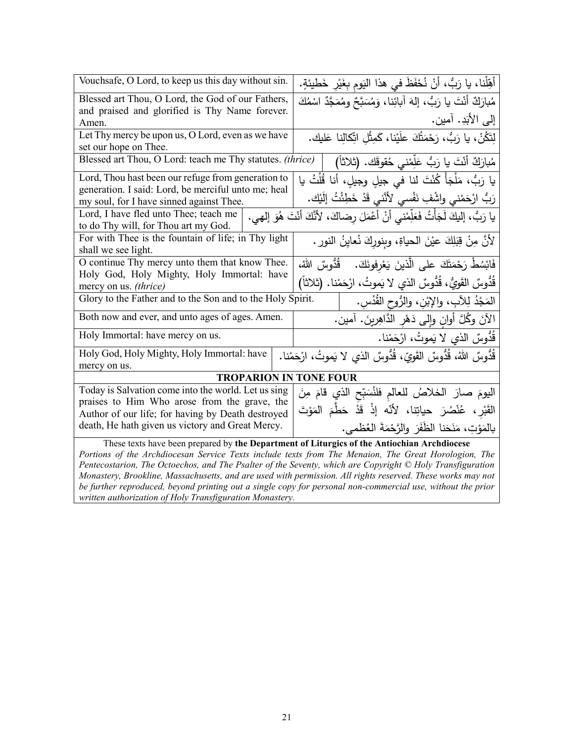| | |
|---|---|
| Vouchsafe, O Lord, to keep us this day without sin. | أَهِّلْنا، يا رَبُّ، أنْ نُحْفَظَ في هذا اليَومِ بِغَيْرِ خَطيئةٍ. |
| Blessed art Thou, O Lord, the God of our Fathers, and praised and glorified is Thy Name forever. Amen. | مُبارَكٌ أَنْتَ يا رَبُّ، إلهَ آبائِنا، وَمُسَبَّحٌ ومُمَجَّدٌ اسْمُكَ إلى الأَبَدِ. آمين. |
| Let Thy mercy be upon us, O Lord, even as we have set our hope on Thee. | لِتَكُنْ، يا رَبُّ، رَحْمَتُكَ علَيْنا، كَمِثْلِ اتِّكالِنا عَليك. |
| Blessed art Thou, O Lord: teach me Thy statutes. *(thrice)* | مُبارَكٌ أنْتَ يا رَبُّ عَلِّمْني حُقوقَك. (ثلاثاً) |
| Lord, Thou hast been our refuge from generation to generation. I said: Lord, be merciful unto me; heal my soul, for I have sinned against Thee. | يا رَبُّ، مَلْجَأً كُنْتَ لنا في جيلٍ وجيلٍ، أنا قُلْتُ يا رَبُّ ارْحَمْني واشْفِ نَفْسي لأنَّني قَدْ خَطِئْتُ إِلَيْك. |
| Lord, I have fled unto Thee; teach me to do Thy will, for Thou art my God. | يا رَبُّ، إليكَ لَجَأْتُ فَعَلِّمْني أنْ أَعْمَلَ رِضاكَ، لأنَّكَ أنْتَ هُوَ إلهي. |
| For with Thee is the fountain of life; in Thy light shall we see light. | لأنَّ مِنْ قِبَلِكَ عيْنَ الحياةِ، وبنورِكَ نُعاينُ النور. |
| O continue Thy mercy unto them that know Thee. Holy God, Holy Mighty, Holy Immortal: have mercy on us. *(thrice)* | فَابْسُطْ رَحْمَتَكَ على الَّذينَ يَعْرِفونَكَ. قُدُّوسٌ اللهُ، قُدُّوسٌ القَوِيُّ، قُدُّوسٌ الذي لا يَموتُ، ارْحَمْنا. (ثلاثاً) |
| Glory to the Father and to the Son and to the Holy Spirit. | المَجْدُ لِلآبِ، والإبْنِ، والرُّوحِ القُدُسِ. |
| Both now and ever, and unto ages of ages. Amen. | الآنَ وكُلَّ أوانٍ وإلى دَهْرِ الدَّاهِرينَ. آمين. |
| Holy Immortal: have mercy on us. | قُدُّوسٌ الذي لا يَموتُ، ارْحَمْنا. |
| Holy God, Holy Mighty, Holy Immortal: have mercy on us. | قُدُّوسٌ اللهُ، قُدُّوسٌ القَوِيّ، قُدُّوسٌ الذي لا يَموتُ، ارْحَمْنا. |
| **TROPARION IN TONE FOUR** | |
| Today is Salvation come into the world. Let us sing praises to Him Who arose from the grave, the Author of our life; for having by Death destroyed death, He hath given us victory and Great Mercy. | اليومَ صارَ الخلاصُ للعالمِ فلنُسَبِّحِ الذي قامَ مِنَ القَبْرِ، عُنْصُرَ حياتِنا، لأنَّه إذْ قَدْ حَطَّمَ المَوْتَ بالمَوْتِ، مَنَحَنا الظَفَرَ والرَّحْمَةَ العُظمى. |

These texts have been prepared by **the Department of Liturgics of the Antiochian Archdiocese**

*Portions of the Archdiocesan Service Texts include texts from The Menaion, The Great Horologion, The Pentecostarion, The Octoechos, and The Psalter of the Seventy, which are Copyright © Holy Transfiguration Monastery, Brookline, Massachusetts, and are used with permission. All rights reserved. These works may not be further reproduced, beyond printing out a single copy for personal non-commercial use, without the prior written authorization of Holy Transfiguration Monastery.*